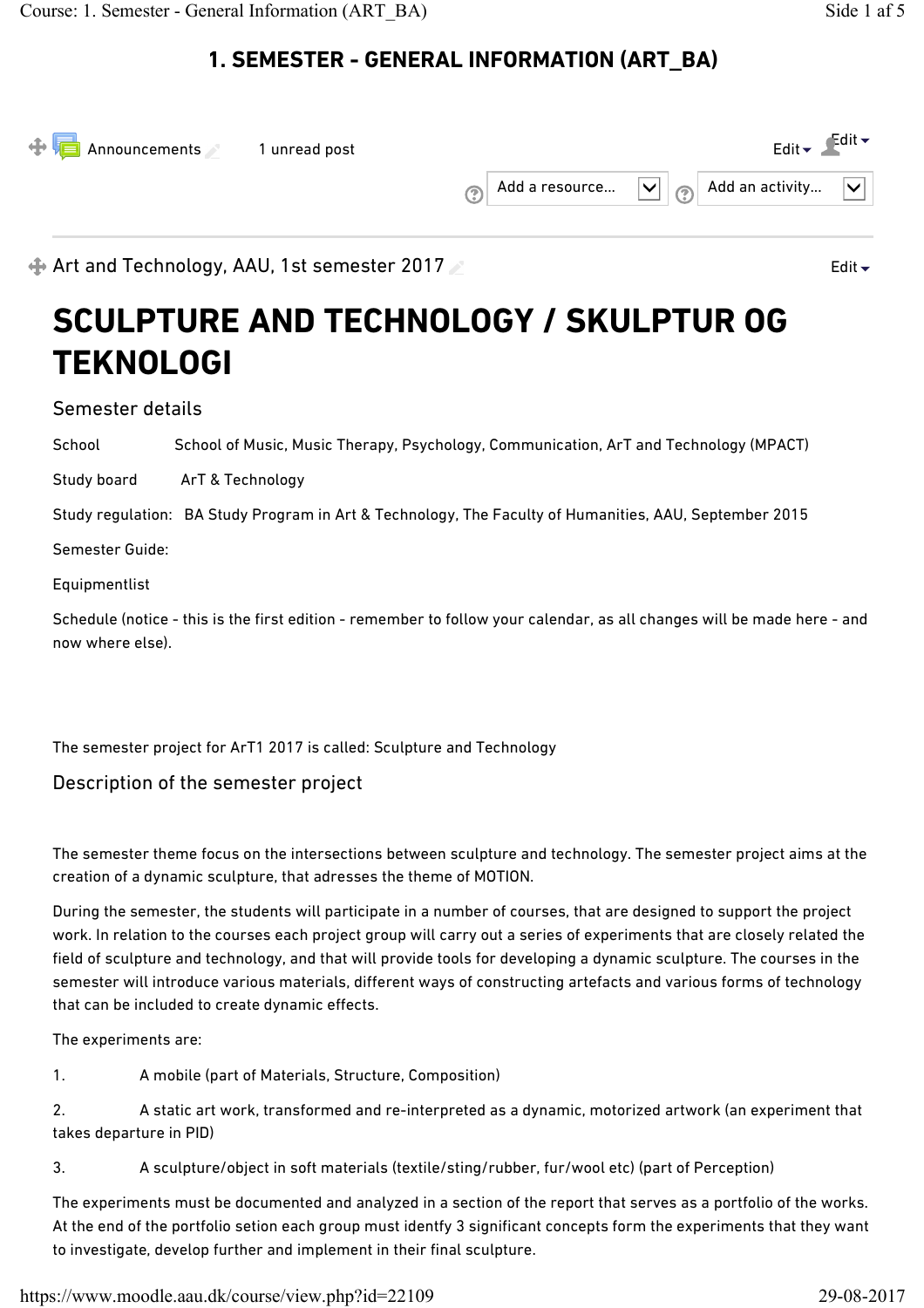# 1. SEMESTER - GENERAL INFORMATION (ART_BA)

Announcements 1 unread post

Edit Edit

Add a resource... Add an activity...

Art and Technology, AAU, 1st semester 2017

Edit

# SCULPTURE AND TECHNOLOGY / SKULPTUR OG TEKNOLOGI

## Semester details

School School of Music, Music Therapy, Psychology, Communication, ArT and Technology (MPACT)

Study board ArT & Technology

Study regulation: BA Study Program in Art & Technology, The Faculty of Humanities, AAU, September 2015

Semester Guide:

Equipmentlist

Schedule (notice - this is the first edition - remember to follow your calendar, as all changes will be made here - and now where else).

The semester project for ArT1 2017 is called: Sculpture and Technology

## Description of the semester project

The semester theme focus on the intersections between sculpture and technology. The semester project aims at the creation of a dynamic sculpture, that adresses the theme of MOTION.

During the semester, the students will participate in a number of courses, that are designed to support the project work. In relation to the courses each project group will carry out a series of experiments that are closely related the field of sculpture and technology, and that will provide tools for developing a dynamic sculpture. The courses in the semester will introduce various materials, different ways of constructing artefacts and various forms of technology that can be included to create dynamic effects.

The experiments are:

1. A mobile (part of Materials, Structure, Composition)
2. A static art work, transformed and re-interpreted as a dynamic, motorized artwork (an experiment that takes departure in PID)
3. A sculpture/object in soft materials (textile/sting/rubber, fur/wool etc) (part of Perception)

The experiments must be documented and analyzed in a section of the report that serves as a portfolio of the works. At the end of the portfolio setion each group must identfy 3 significant concepts form the experiments that they want to investigate, develop further and implement in their final sculpture.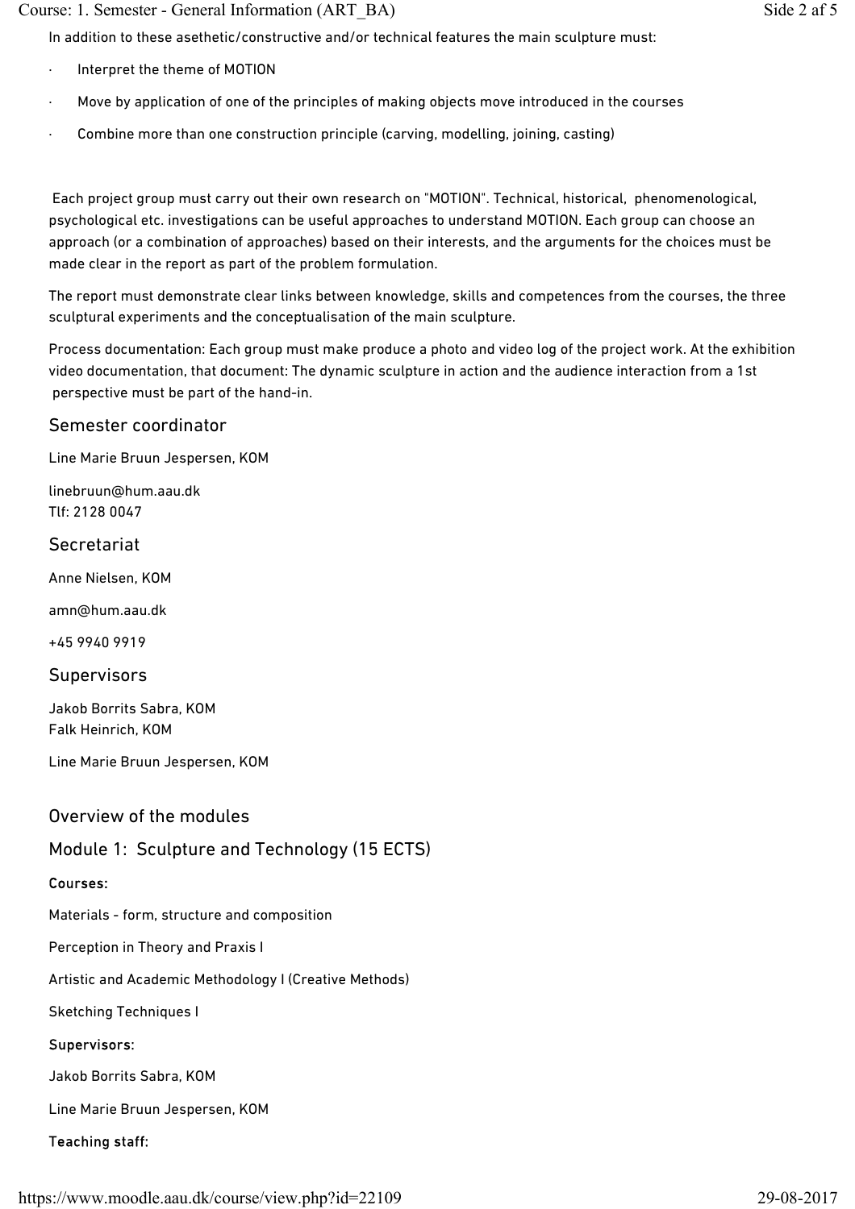In addition to these asethetic/constructive and/or technical features the main sculpture must:

- Interpret the theme of MOTION
- Move by application of one of the principles of making objects move introduced in the courses
- Combine more than one construction principle (carving, modelling, joining, casting)

Each project group must carry out their own research on "MOTION". Technical, historical, phenomenological, psychological etc. investigations can be useful approaches to understand MOTION. Each group can choose an approach (or a combination of approaches) based on their interests, and the arguments for the choices must be made clear in the report as part of the problem formulation.

The report must demonstrate clear links between knowledge, skills and competences from the courses, the three sculptural experiments and the conceptualisation of the main sculpture.

Process documentation: Each group must make produce a photo and video log of the project work. At the exhibition video documentation, that document: The dynamic sculpture in action and the audience interaction from a 1st perspective must be part of the hand-in.

## Semester coordinator

Line Marie Bruun Jespersen, KOM

linebruun@hum.aau.dk
Tlf: 2128 0047

## Secretariat

Anne Nielsen, KOM

amn@hum.aau.dk

+45 9940 9919

## Supervisors

Jakob Borrits Sabra, KOM
Falk Heinrich, KOM

Line Marie Bruun Jespersen, KOM

## Overview of the modules

## Module 1: Sculpture and Technology (15 ECTS)

**Courses:**

Materials - form, structure and composition

Perception in Theory and Praxis I

Artistic and Academic Methodology I (Creative Methods)

Sketching Techniques I

**Supervisors:**

Jakob Borrits Sabra, KOM

Line Marie Bruun Jespersen, KOM

**Teaching staff:**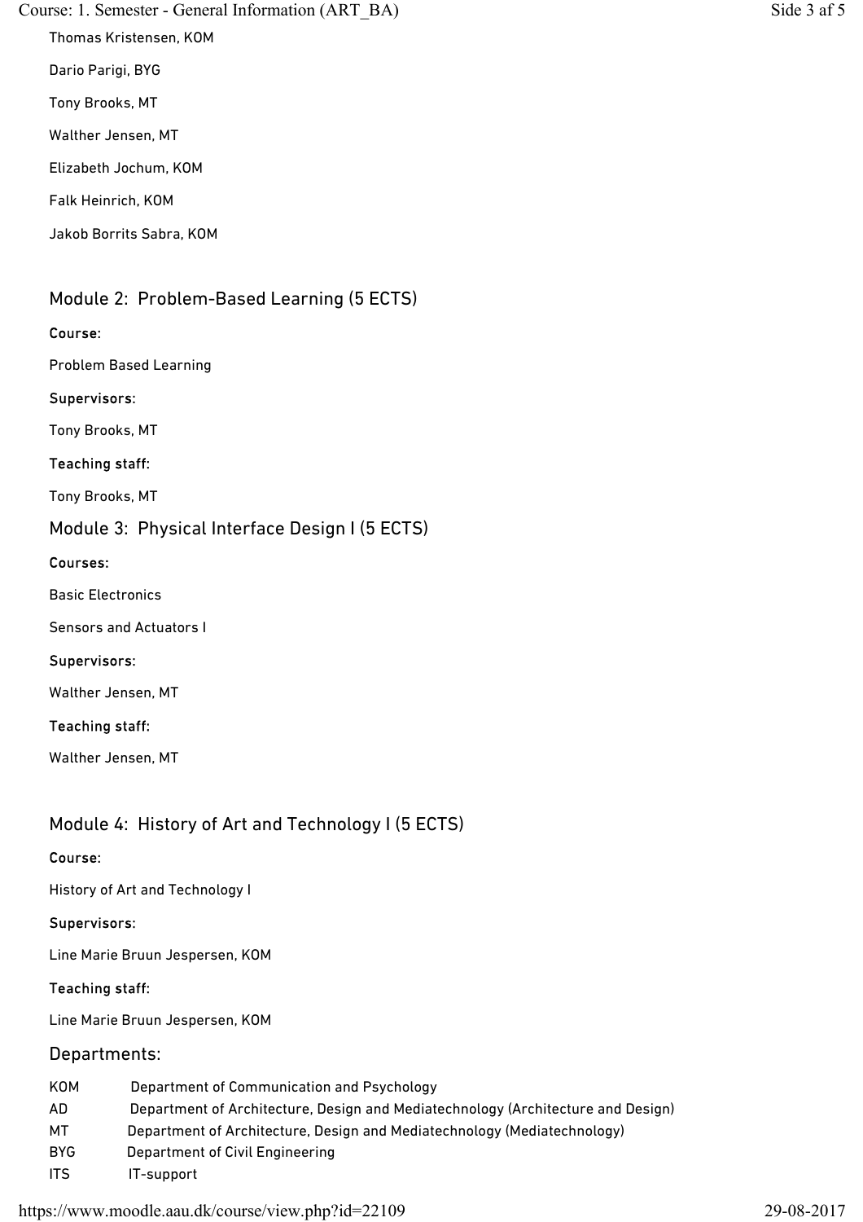Thomas Kristensen, KOM

Dario Parigi, BYG

Tony Brooks, MT

Walther Jensen, MT

Elizabeth Jochum, KOM

Falk Heinrich, KOM

Jakob Borrits Sabra, KOM

## Module 2: Problem-Based Learning (5 ECTS)

**Course:**

Problem Based Learning

**Supervisors:**

Tony Brooks, MT

**Teaching staff:**

Tony Brooks, MT

## Module 3: Physical Interface Design I (5 ECTS)

**Courses:**

Basic Electronics

Sensors and Actuators I

**Supervisors:**

Walther Jensen, MT

**Teaching staff:**

Walther Jensen, MT

## Module 4: History of Art and Technology I (5 ECTS)

**Course:**

History of Art and Technology I

**Supervisors:**

Line Marie Bruun Jespersen, KOM

**Teaching staff:**

Line Marie Bruun Jespersen, KOM

## Departments:

| | |
|---|---|
| KOM | Department of Communication and Psychology |
| AD | Department of Architecture, Design and Mediatechnology (Architecture and Design) |
| MT | Department of Architecture, Design and Mediatechnology (Mediatechnology) |
| BYG | Department of Civil Engineering |
| ITS | IT-support |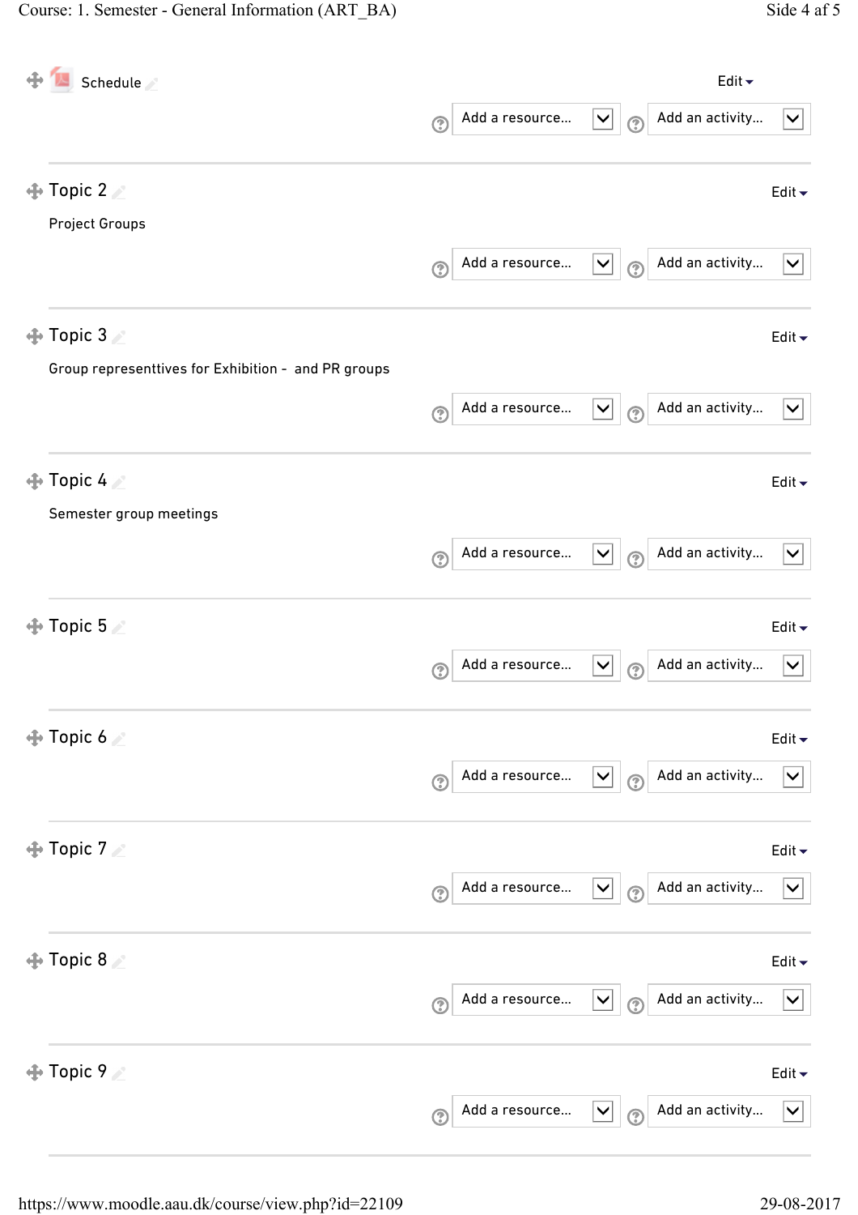Schedule

Edit

Add a resource... Add an activity...

## Topic 2

Edit

Project Groups

Add a resource... Add an activity...

## Topic 3

Edit

Group representtives for Exhibition -  and PR groups

Add a resource... Add an activity...

## Topic 4

Edit

Semester group meetings

Add a resource... Add an activity...

## Topic 5

Edit

Add a resource... Add an activity...

## Topic 6

Edit

Add a resource... Add an activity...

## Topic 7

Edit

Add a resource... Add an activity...

## Topic 8

Edit

Add a resource... Add an activity...

## Topic 9

Edit

Add a resource... Add an activity...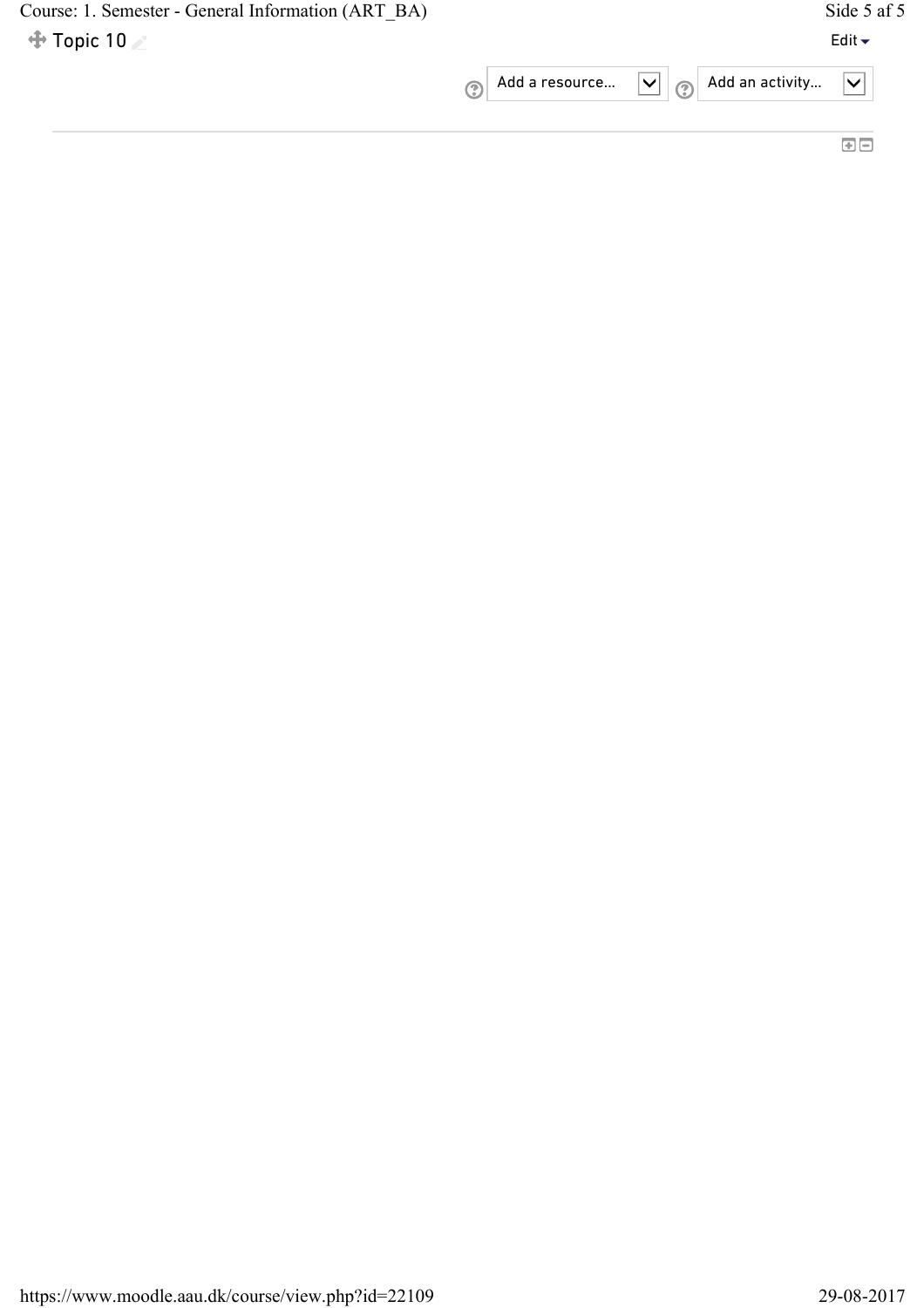## Topic 10

Edit

Add a resource... Add an activity...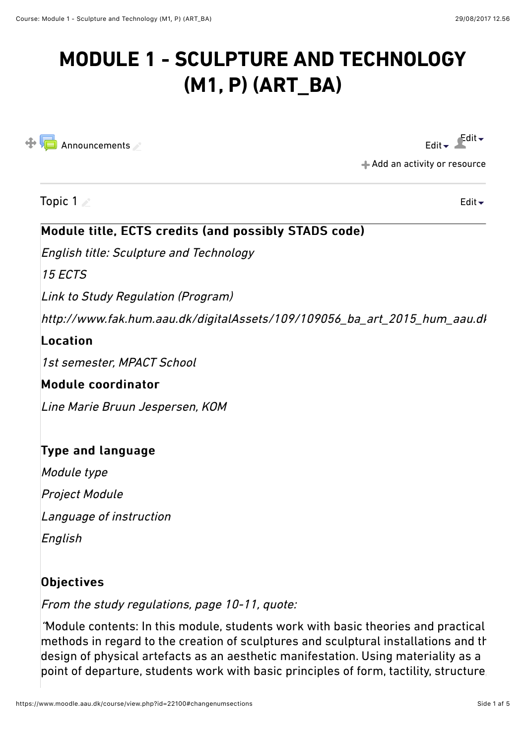# MODULE 1 - SCULPTURE AND TECHNOLOGY (M1, P) (ART_BA)

Announcements

Edit

Edit

Edit

Add an activity or resource

Topic 1

Edit

**Module title, ECTS credits (and possibly STADS code)**

*English title: Sculpture and Technology*

*15 ECTS*

*Link to Study Regulation (Program)*

*http://www.fak.hum.aau.dk/digitalAssets/109/109056_ba_art_2015_hum_aau.dk*

**Location**

*1st semester, MPACT School*

**Module coordinator**

*Line Marie Bruun Jespersen, KOM*

**Type and language**

*Module type*

*Project Module*

*Language of instruction*

*English*

**Objectives**

*From the study regulations, page 10-11, quote:*

"Module contents: In this module, students work with basic theories and practical methods in regard to the creation of sculptures and sculptural installations and th design of physical artefacts as an aesthetic manifestation. Using materiality as a point of departure, students work with basic principles of form, tactility, structure,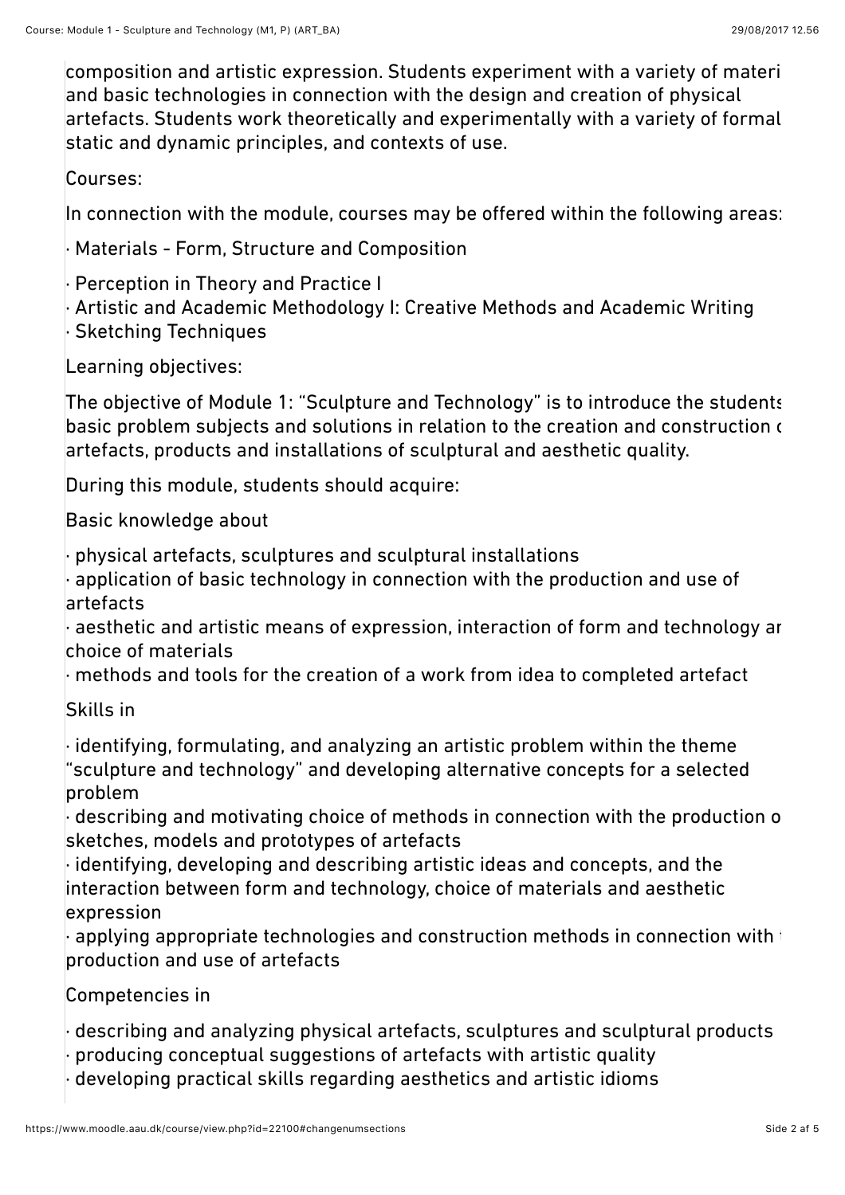composition and artistic expression. Students experiment with a variety of materi and basic technologies in connection with the design and creation of physical artefacts. Students work theoretically and experimentally with a variety of formal static and dynamic principles, and contexts of use.

Courses:

In connection with the module, courses may be offered within the following areas:

· Materials - Form, Structure and Composition

· Perception in Theory and Practice I
· Artistic and Academic Methodology I: Creative Methods and Academic Writing
· Sketching Techniques

Learning objectives:

The objective of Module 1: "Sculpture and Technology" is to introduce the students basic problem subjects and solutions in relation to the creation and construction c artefacts, products and installations of sculptural and aesthetic quality.

During this module, students should acquire:

Basic knowledge about

· physical artefacts, sculptures and sculptural installations
· application of basic technology in connection with the production and use of artefacts
· aesthetic and artistic means of expression, interaction of form and technology ar choice of materials
· methods and tools for the creation of a work from idea to completed artefact

Skills in

· identifying, formulating, and analyzing an artistic problem within the theme "sculpture and technology" and developing alternative concepts for a selected problem
· describing and motivating choice of methods in connection with the production o sketches, models and prototypes of artefacts
· identifying, developing and describing artistic ideas and concepts, and the interaction between form and technology, choice of materials and aesthetic expression
· applying appropriate technologies and construction methods in connection with production and use of artefacts

Competencies in

· describing and analyzing physical artefacts, sculptures and sculptural products
· producing conceptual suggestions of artefacts with artistic quality
· developing practical skills regarding aesthetics and artistic idioms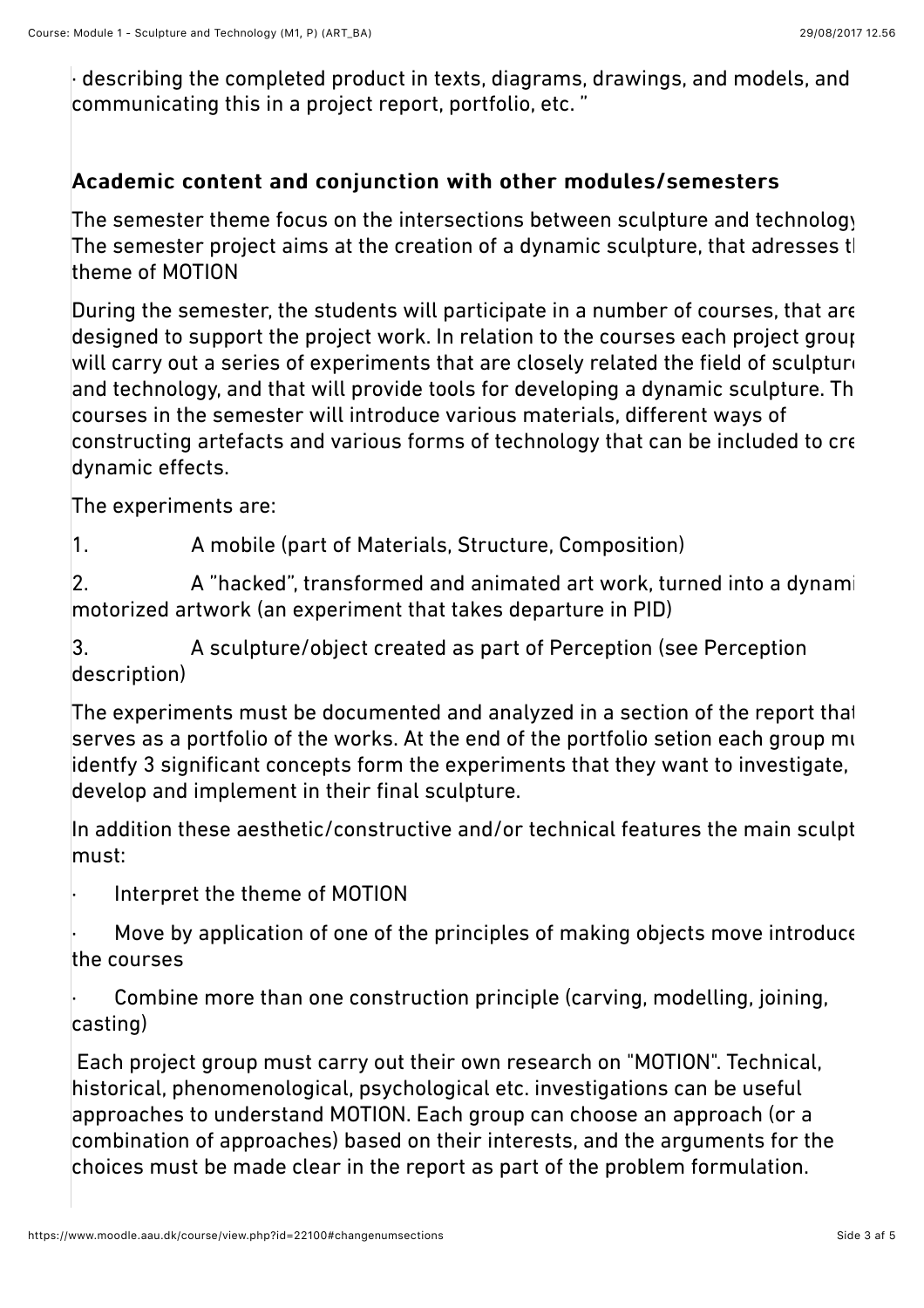· describing the completed product in texts, diagrams, drawings, and models, and communicating this in a project report, portfolio, etc. "

### Academic content and conjunction with other modules/semesters

The semester theme focus on the intersections between sculpture and technology The semester project aims at the creation of a dynamic sculpture, that adresses t theme of MOTION

During the semester, the students will participate in a number of courses, that are designed to support the project work. In relation to the courses each project group will carry out a series of experiments that are closely related the field of sculptur and technology, and that will provide tools for developing a dynamic sculpture. Th courses in the semester will introduce various materials, different ways of constructing artefacts and various forms of technology that can be included to cre dynamic effects.

The experiments are:

1. A mobile (part of Materials, Structure, Composition)
2. A "hacked", transformed and animated art work, turned into a dynami motorized artwork (an experiment that takes departure in PID)
3. A sculpture/object created as part of Perception (see Perception description)

The experiments must be documented and analyzed in a section of the report that serves as a portfolio of the works. At the end of the portfolio setion each group mu identfy 3 significant concepts form the experiments that they want to investigate, develop and implement in their final sculpture.

In addition these aesthetic/constructive and/or technical features the main sculpt must:

- Interpret the theme of MOTION
- Move by application of one of the principles of making objects move introduce the courses
- Combine more than one construction principle (carving, modelling, joining, casting)

Each project group must carry out their own research on "MOTION". Technical, historical, phenomenological, psychological etc. investigations can be useful approaches to understand MOTION. Each group can choose an approach (or a combination of approaches) based on their interests, and the arguments for the choices must be made clear in the report as part of the problem formulation.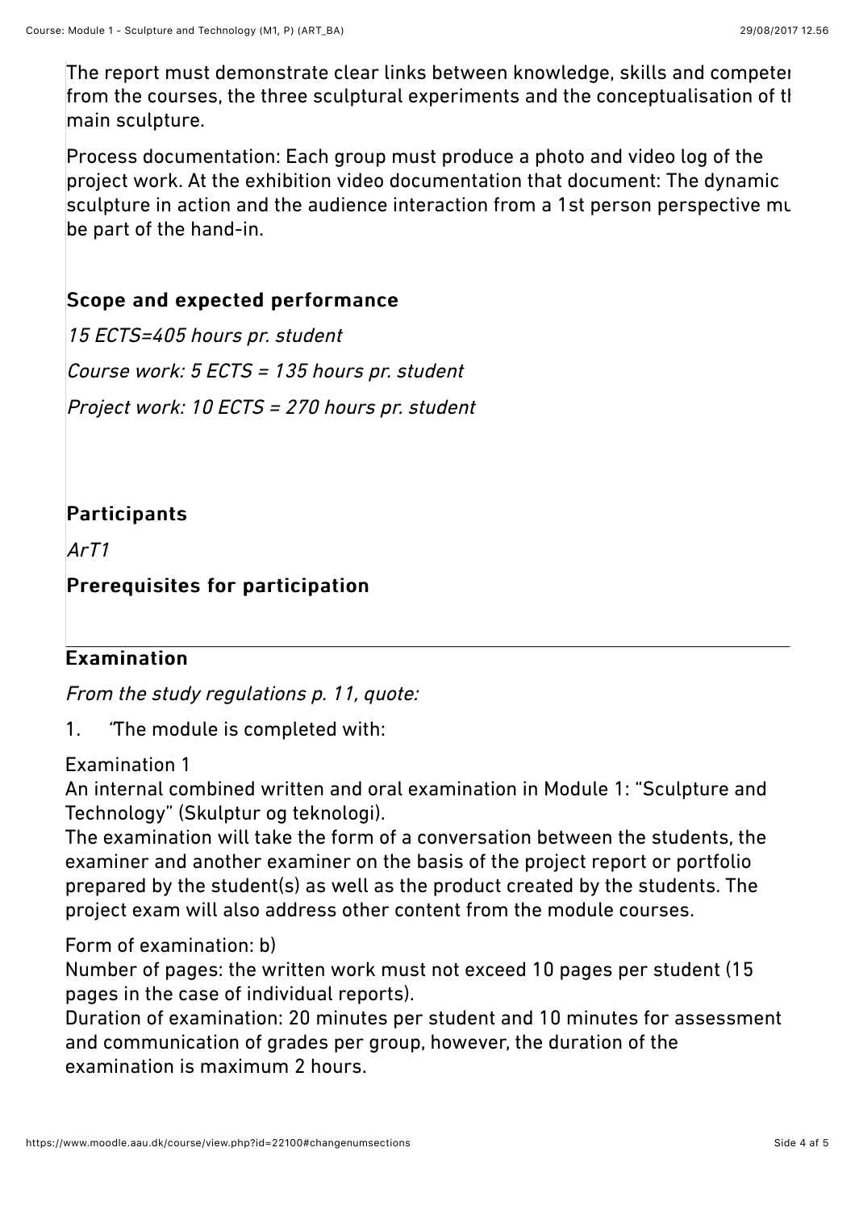The report must demonstrate clear links between knowledge, skills and competen from the courses, the three sculptural experiments and the conceptualisation of t main sculpture.

Process documentation: Each group must produce a photo and video log of the project work. At the exhibition video documentation that document: The dynamic sculpture in action and the audience interaction from a 1st person perspective mu be part of the hand-in.

## Scope and expected performance

*15 ECTS=405 hours pr. student*

*Course work: 5 ECTS = 135 hours pr. student*

*Project work: 10 ECTS = 270 hours pr. student*

## Participants

*ArT1*

## Prerequisites for participation

## Examination

*From the study regulations p. 11, quote:*

1. "The module is completed with:

Examination 1
An internal combined written and oral examination in Module 1: "Sculpture and Technology" (Skulptur og teknologi).
The examination will take the form of a conversation between the students, the examiner and another examiner on the basis of the project report or portfolio prepared by the student(s) as well as the product created by the students. The project exam will also address other content from the module courses.

Form of examination: b)
Number of pages: the written work must not exceed 10 pages per student (15 pages in the case of individual reports).
Duration of examination: 20 minutes per student and 10 minutes for assessment and communication of grades per group, however, the duration of the examination is maximum 2 hours.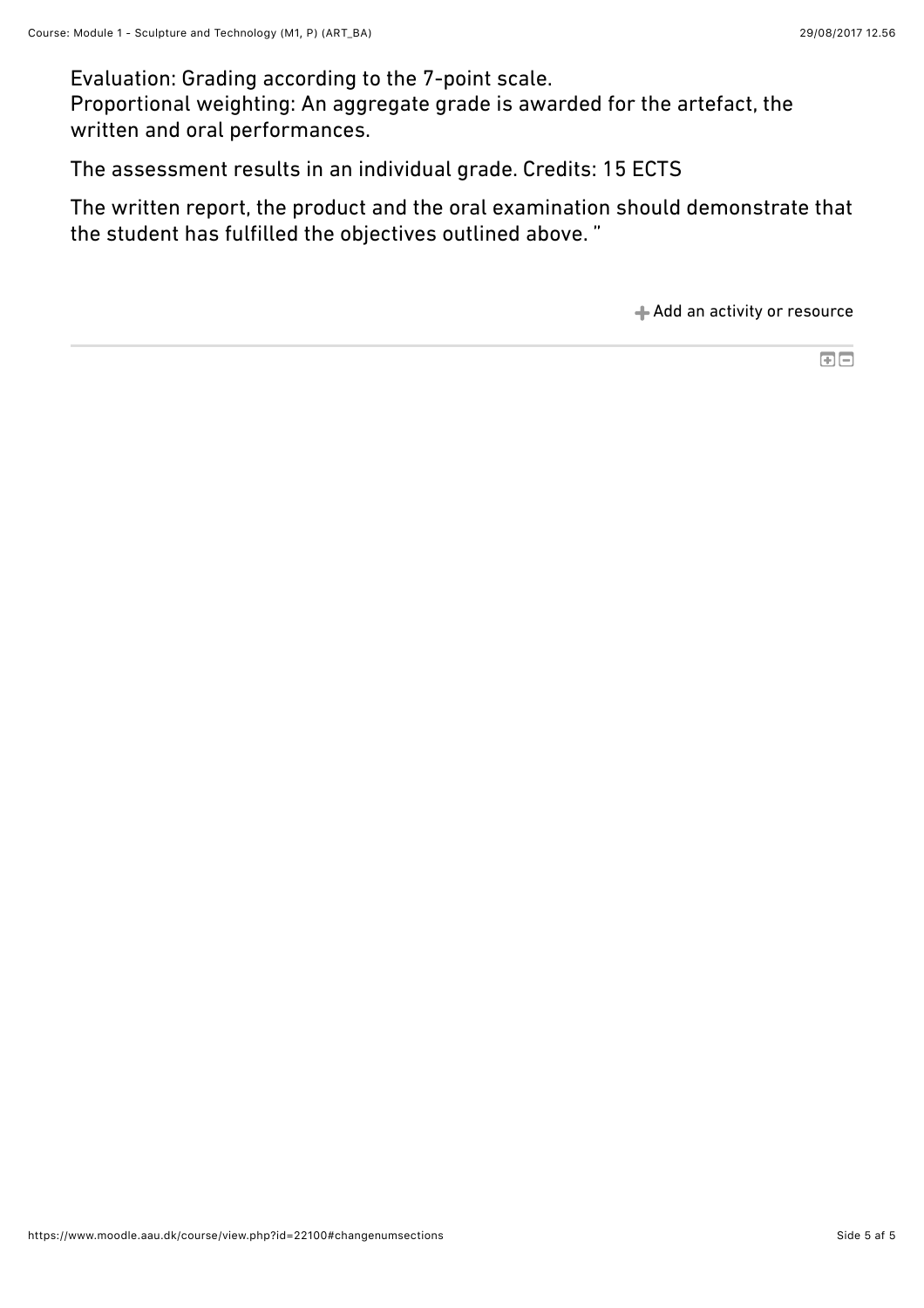Evaluation: Grading according to the 7-point scale.
Proportional weighting: An aggregate grade is awarded for the artefact, the written and oral performances.

The assessment results in an individual grade. Credits: 15 ECTS

The written report, the product and the oral examination should demonstrate that the student has fulfilled the objectives outlined above. "

Add an activity or resource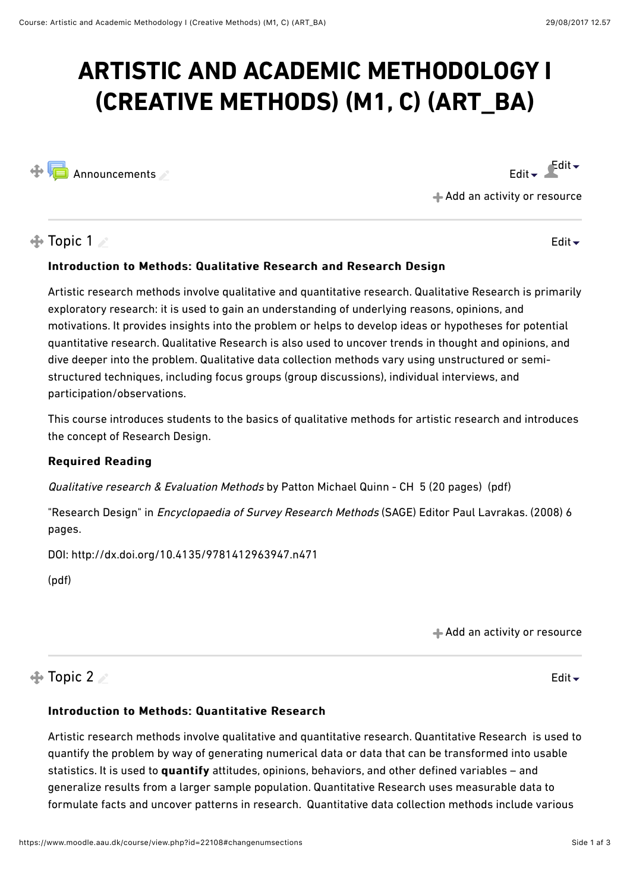# ARTISTIC AND ACADEMIC METHODOLOGY I (CREATIVE METHODS) (M1, C) (ART_BA)

Announcements

Add an activity or resource

## Topic 1

**Introduction to Methods: Qualitative Research and Research Design**

Artistic research methods involve qualitative and quantitative research. Qualitative Research is primarily exploratory research: it is used to gain an understanding of underlying reasons, opinions, and motivations. It provides insights into the problem or helps to develop ideas or hypotheses for potential quantitative research. Qualitative Research is also used to uncover trends in thought and opinions, and dive deeper into the problem. Qualitative data collection methods vary using unstructured or semi-structured techniques, including focus groups (group discussions), individual interviews, and participation/observations.

This course introduces students to the basics of qualitative methods for artistic research and introduces the concept of Research Design.

**Required Reading**

*Qualitative research & Evaluation Methods* by Patton Michael Quinn - CH 5 (20 pages) (pdf)

"Research Design" in *Encyclopaedia of Survey Research Methods* (SAGE) Editor Paul Lavrakas. (2008) 6 pages.

DOI: http://dx.doi.org/10.4135/9781412963947.n471

(pdf)

Add an activity or resource

## Topic 2

**Introduction to Methods: Quantitative Research**

Artistic research methods involve qualitative and quantitative research. Quantitative Research is used to quantify the problem by way of generating numerical data or data that can be transformed into usable statistics. It is used to **quantify** attitudes, opinions, behaviors, and other defined variables – and generalize results from a larger sample population. Quantitative Research uses measurable data to formulate facts and uncover patterns in research. Quantitative data collection methods include various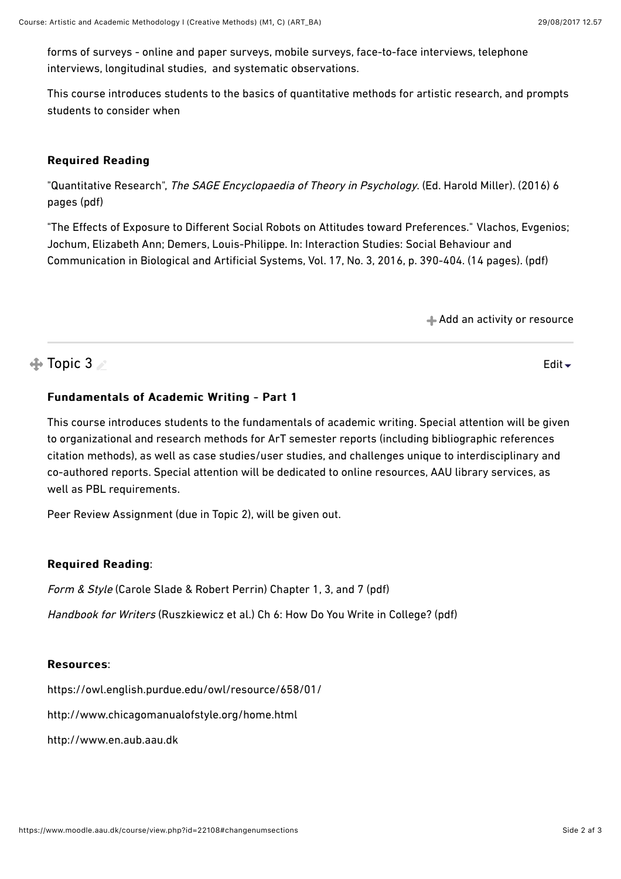forms of surveys - online and paper surveys, mobile surveys, face-to-face interviews, telephone interviews, longitudinal studies, and systematic observations.

This course introduces students to the basics of quantitative methods for artistic research, and prompts students to consider when

**Required Reading**

"Quantitative Research", *The SAGE Encyclopaedia of Theory in Psychology*. (Ed. Harold Miller). (2016) 6 pages (pdf)

"The Effects of Exposure to Different Social Robots on Attitudes toward Preferences." Vlachos, Evgenios; Jochum, Elizabeth Ann; Demers, Louis-Philippe. In: Interaction Studies: Social Behaviour and Communication in Biological and Artificial Systems, Vol. 17, No. 3, 2016, p. 390-404. (14 pages). (pdf)

Add an activity or resource

## Topic 3

Edit

**Fundamentals of Academic Writing - Part 1**

This course introduces students to the fundamentals of academic writing. Special attention will be given to organizational and research methods for ArT semester reports (including bibliographic references citation methods), as well as case studies/user studies, and challenges unique to interdisciplinary and co-authored reports. Special attention will be dedicated to online resources, AAU library services, as well as PBL requirements.

Peer Review Assignment (due in Topic 2), will be given out.

**Required Reading**:

*Form & Style* (Carole Slade & Robert Perrin) Chapter 1, 3, and 7 (pdf)

*Handbook for Writers* (Ruszkiewicz et al.) Ch 6: How Do You Write in College? (pdf)

**Resources**:

https://owl.english.purdue.edu/owl/resource/658/01/

http://www.chicagomanualofstyle.org/home.html

http://www.en.aub.aau.dk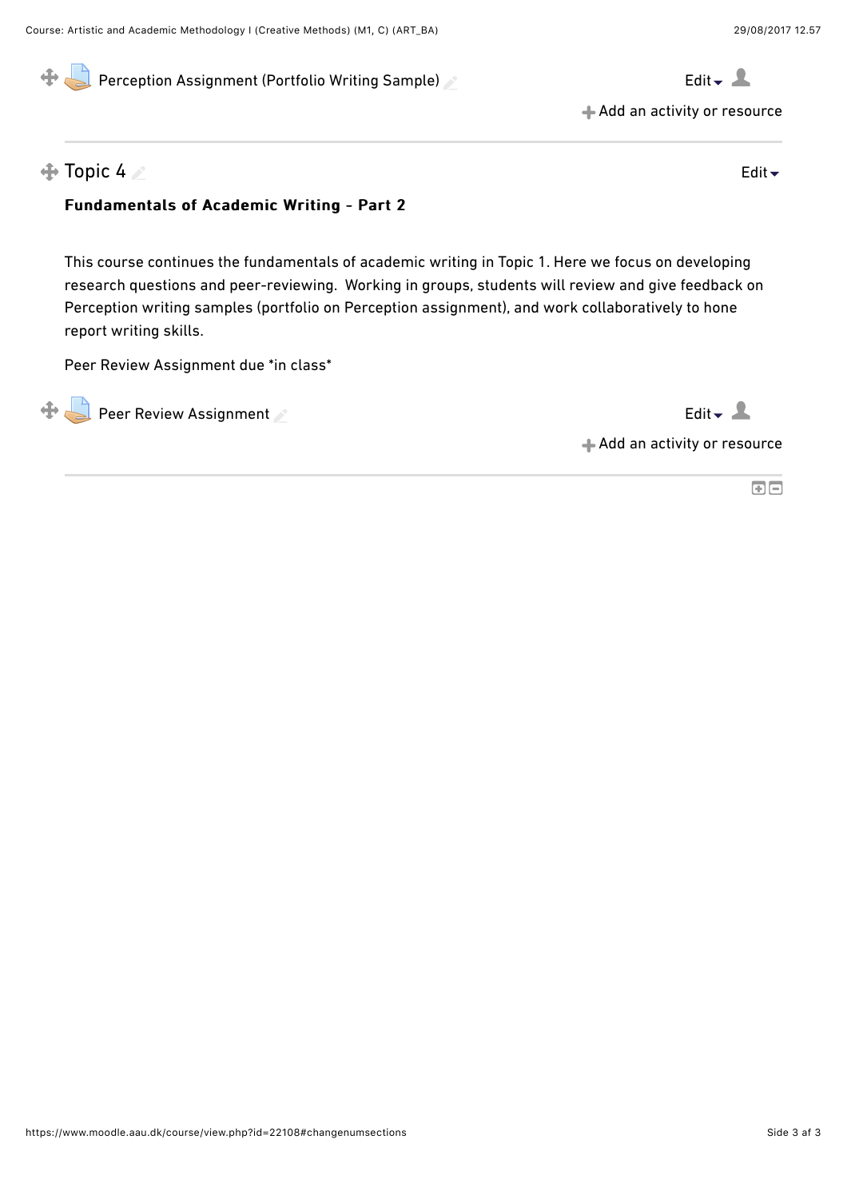Perception Assignment (Portfolio Writing Sample)

Edit

Add an activity or resource

## Topic 4

Edit

**Fundamentals of Academic Writing - Part 2**

This course continues the fundamentals of academic writing in Topic 1. Here we focus on developing research questions and peer-reviewing. Working in groups, students will review and give feedback on Perception writing samples (portfolio on Perception assignment), and work collaboratively to hone report writing skills.

Peer Review Assignment due *in class*

Peer Review Assignment

Edit

Add an activity or resource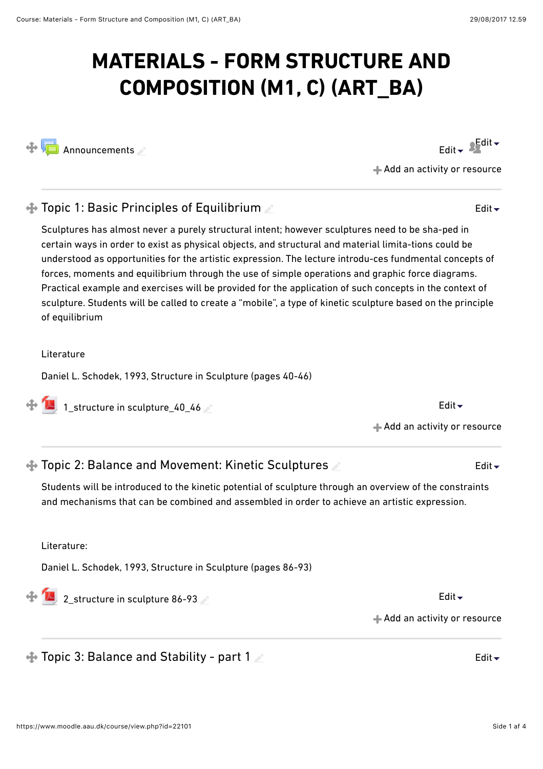# MATERIALS - FORM STRUCTURE AND COMPOSITION (M1, C) (ART_BA)

Announcements

Edit

Add an activity or resource

## Topic 1: Basic Principles of Equilibrium

Edit

Sculptures has almost never a purely structural intent; however sculptures need to be sha-ped in certain ways in order to exist as physical objects, and structural and material limita-tions could be understood as opportunities for the artistic expression. The lecture introdu-ces fundmental concepts of forces, moments and equilibrium through the use of simple operations and graphic force diagrams. Practical example and exercises will be provided for the application of such concepts in the context of sculpture. Students will be called to create a "mobile", a type of kinetic sculpture based on the principle of equilibrium

Literature

Daniel L. Schodek, 1993, Structure in Sculpture (pages 40-46)

1_structure in sculpture_40_46

Edit

Add an activity or resource

## Topic 2: Balance and Movement: Kinetic Sculptures

Edit

Students will be introduced to the kinetic potential of sculpture through an overview of the constraints and mechanisms that can be combined and assembled in order to achieve an artistic expression.

Literature:

Daniel L. Schodek, 1993, Structure in Sculpture (pages 86-93)

2_structure in sculpture 86-93

Edit

Add an activity or resource

## Topic 3: Balance and Stability - part 1

Edit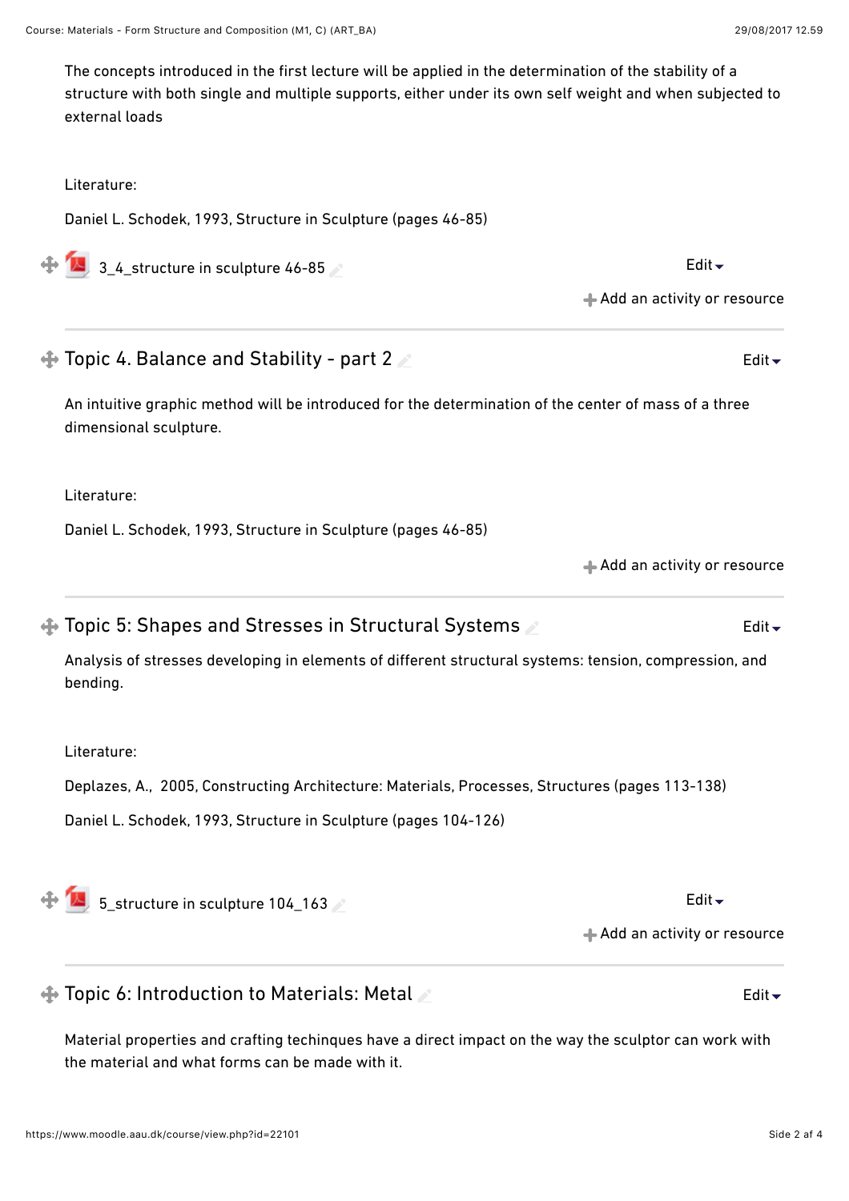The concepts introduced in the first lecture will be applied in the determination of the stability of a structure with both single and multiple supports, either under its own self weight and when subjected to external loads

Literature:

Daniel L. Schodek, 1993, Structure in Sculpture (pages 46-85)

3_4_structure in sculpture 46-85

Edit

Add an activity or resource

## Topic 4. Balance and Stability - part 2

Edit

An intuitive graphic method will be introduced for the determination of the center of mass of a three dimensional sculpture.

Literature:

Daniel L. Schodek, 1993, Structure in Sculpture (pages 46-85)

Add an activity or resource

## Topic 5: Shapes and Stresses in Structural Systems

Edit

Analysis of stresses developing in elements of different structural systems: tension, compression, and bending.

Literature:

Deplazes, A., 2005, Constructing Architecture: Materials, Processes, Structures (pages 113-138)

Daniel L. Schodek, 1993, Structure in Sculpture (pages 104-126)

5_structure in sculpture 104_163

Edit

Add an activity or resource

## Topic 6: Introduction to Materials: Metal

Edit

Material properties and crafting techinques have a direct impact on the way the sculptor can work with the material and what forms can be made with it.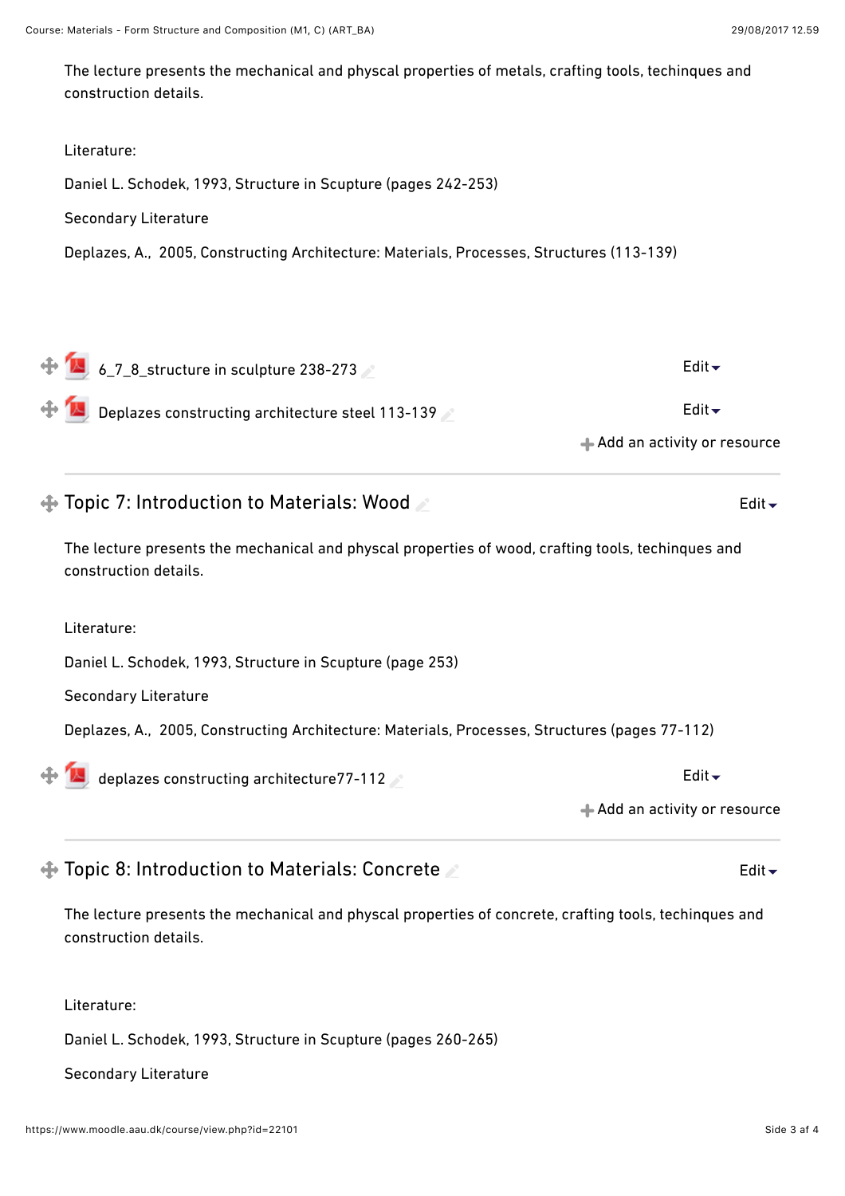The lecture presents the mechanical and physcal properties of metals, crafting tools, techinques and construction details.

Literature:

Daniel L. Schodek, 1993, Structure in Scupture (pages 242-253)

Secondary Literature

Deplazes, A., 2005, Constructing Architecture: Materials, Processes, Structures (113-139)

6_7_8_structure in sculpture 238-273

Deplazes constructing architecture steel 113-139

Add an activity or resource

## Topic 7: Introduction to Materials: Wood

The lecture presents the mechanical and physcal properties of wood, crafting tools, techinques and construction details.

Literature:

Daniel L. Schodek, 1993, Structure in Scupture (page 253)

Secondary Literature

Deplazes, A., 2005, Constructing Architecture: Materials, Processes, Structures (pages 77-112)

deplazes constructing architecture77-112

Add an activity or resource

## Topic 8: Introduction to Materials: Concrete

The lecture presents the mechanical and physcal properties of concrete, crafting tools, techinques and construction details.

Literature:

Daniel L. Schodek, 1993, Structure in Scupture (pages 260-265)

Secondary Literature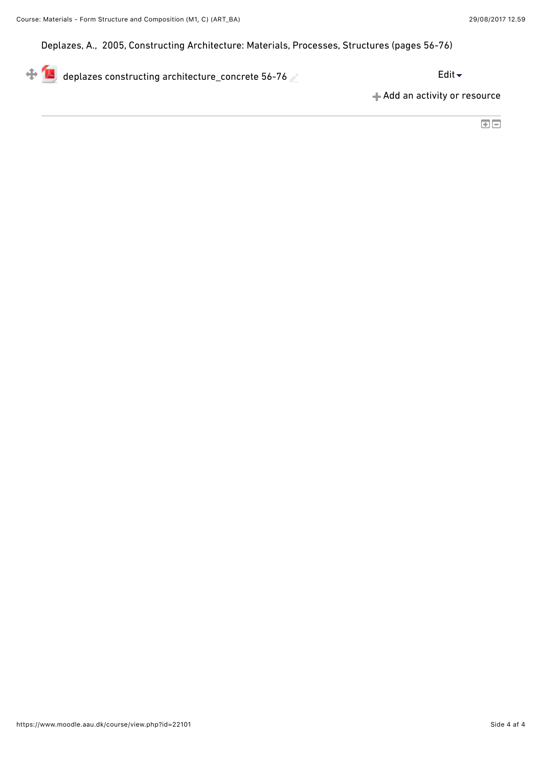Deplazes, A., 2005, Constructing Architecture: Materials, Processes, Structures (pages 56-76)

deplazes constructing architecture_concrete 56-76

Edit

Add an activity or resource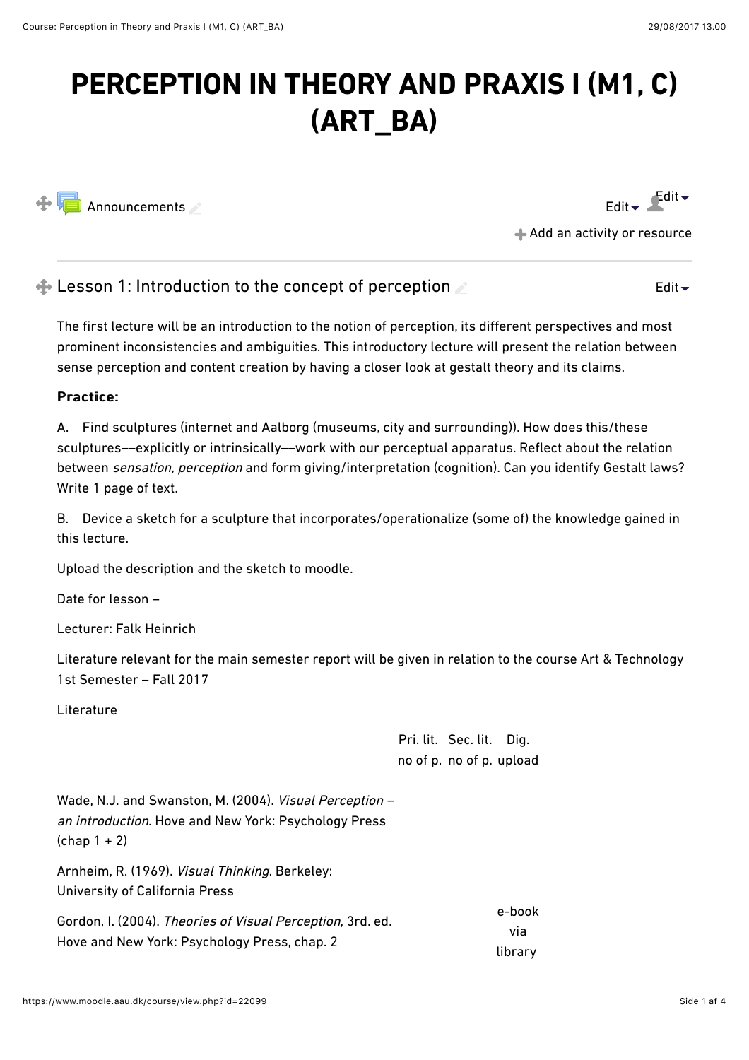# PERCEPTION IN THEORY AND PRAXIS I (M1, C) (ART_BA)

Announcements

Add an activity or resource

## Lesson 1: Introduction to the concept of perception

The first lecture will be an introduction to the notion of perception, its different perspectives and most prominent inconsistencies and ambiguities. This introductory lecture will present the relation between sense perception and content creation by having a closer look at gestalt theory and its claims.

**Practice:**

A. Find sculptures (internet and Aalborg (museums, city and surrounding)). How does this/these sculptures––explicitly or intrinsically––work with our perceptual apparatus. Reflect about the relation between *sensation, perception* and form giving/interpretation (cognition). Can you identify Gestalt laws? Write 1 page of text.

B. Device a sketch for a sculpture that incorporates/operationalize (some of) the knowledge gained in this lecture.

Upload the description and the sketch to moodle.

Date for lesson –

Lecturer: Falk Heinrich

Literature relevant for the main semester report will be given in relation to the course Art & Technology 1st Semester – Fall 2017

Literature

| | Pri. lit. no of p. | Sec. lit. no of p. | Dig. upload |
|---|---|---|---|
| Wade, N.J. and Swanston, M. (2004). *Visual Perception – an introduction*. Hove and New York: Psychology Press (chap 1 + 2) | | | |
| Arnheim, R. (1969). *Visual Thinking*. Berkeley: University of California Press | | | |
| Gordon, I. (2004). *Theories of Visual Perception*, 3rd. ed. Hove and New York: Psychology Press, chap. 2 | | e-book via library | |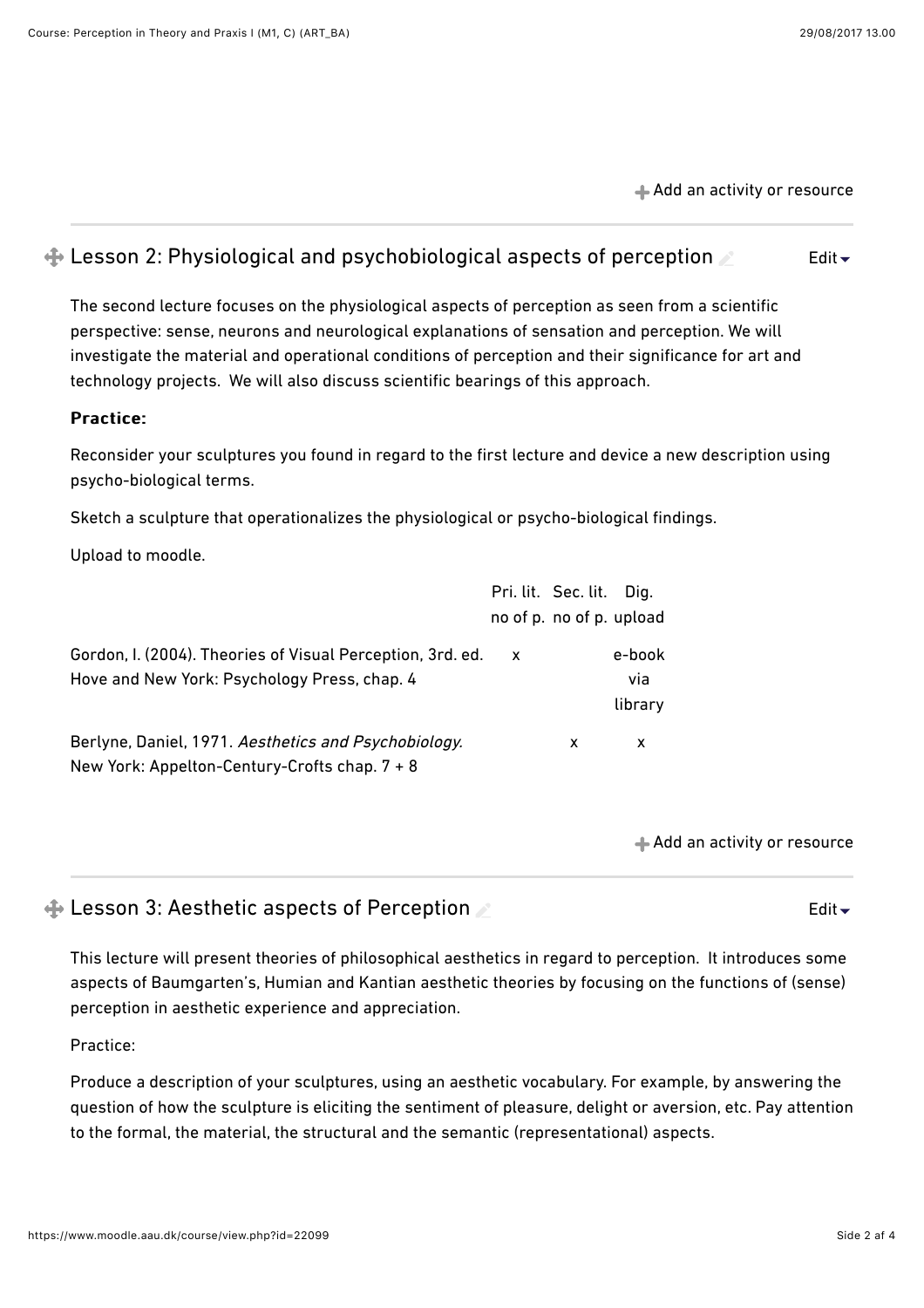Add an activity or resource

## Lesson 2: Physiological and psychobiological aspects of perception

Edit

The second lecture focuses on the physiological aspects of perception as seen from a scientific perspective: sense, neurons and neurological explanations of sensation and perception. We will investigate the material and operational conditions of perception and their significance for art and technology projects. We will also discuss scientific bearings of this approach.

**Practice:**

Reconsider your sculptures you found in regard to the first lecture and device a new description using psycho-biological terms.

Sketch a sculpture that operationalizes the physiological or psycho-biological findings.

Upload to moodle.

| | Pri. lit. no of p. | Sec. lit. no of p. | Dig. upload |
|---|---|---|---|
| Gordon, I. (2004). Theories of Visual Perception, 3rd. ed. Hove and New York: Psychology Press, chap. 4 | x | | e-book via library |
| Berlyne, Daniel, 1971. *Aesthetics and Psychobiology.* New York: Appelton-Century-Crofts chap. 7 + 8 | | x | x |

Add an activity or resource

## Lesson 3: Aesthetic aspects of Perception

Edit

This lecture will present theories of philosophical aesthetics in regard to perception. It introduces some aspects of Baumgarten's, Humian and Kantian aesthetic theories by focusing on the functions of (sense) perception in aesthetic experience and appreciation.

Practice:

Produce a description of your sculptures, using an aesthetic vocabulary. For example, by answering the question of how the sculpture is eliciting the sentiment of pleasure, delight or aversion, etc. Pay attention to the formal, the material, the structural and the semantic (representational) aspects.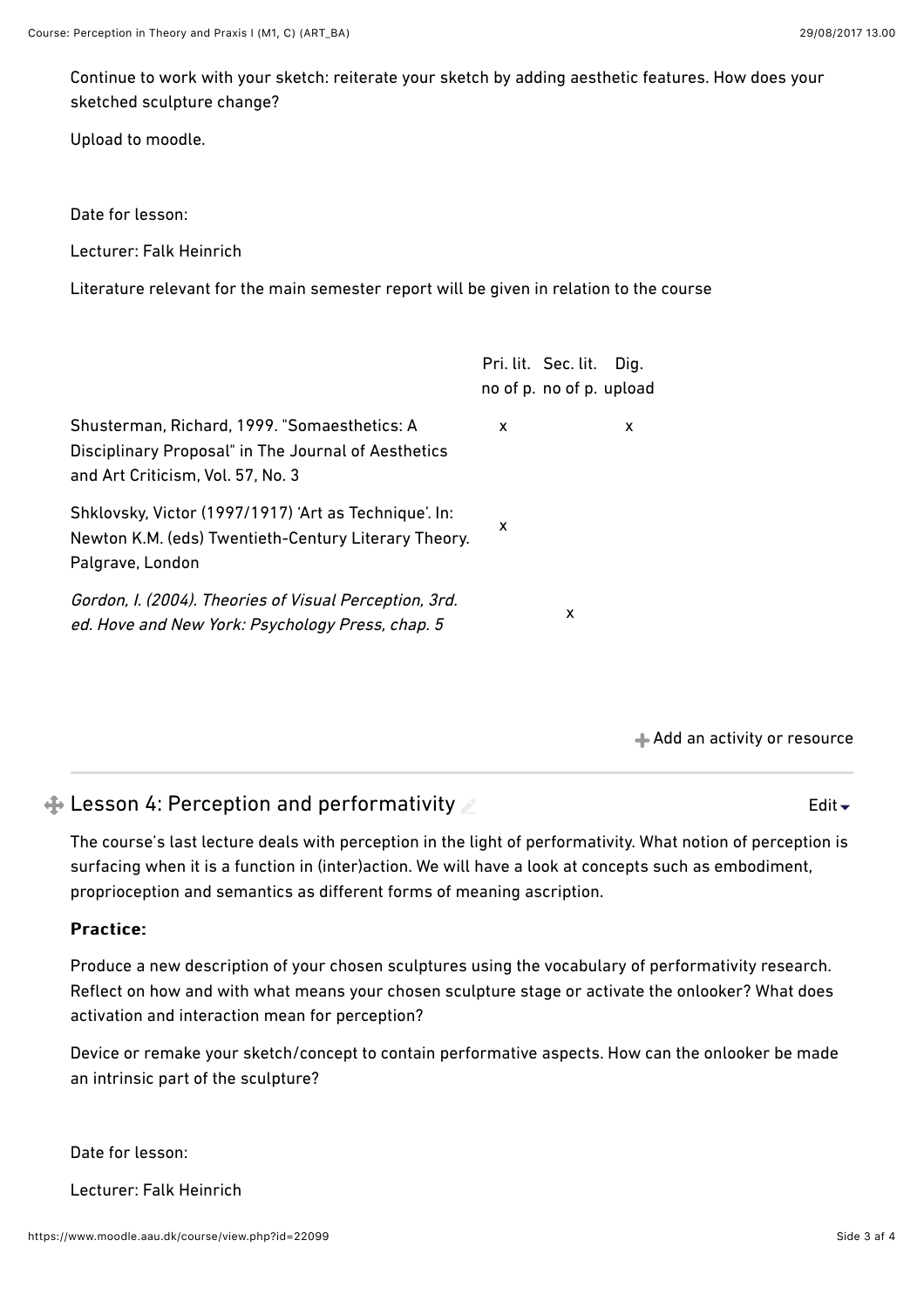Continue to work with your sketch: reiterate your sketch by adding aesthetic features. How does your sketched sculpture change?

Upload to moodle.

Date for lesson:

Lecturer: Falk Heinrich

Literature relevant for the main semester report will be given in relation to the course

| | Pri. lit. no of p. | Sec. lit. no of p. | Dig. upload |
|---|---|---|---|
| Shusterman, Richard, 1999. "Somaesthetics: A Disciplinary Proposal" in The Journal of Aesthetics and Art Criticism, Vol. 57, No. 3 | x | | x |
| Shklovsky, Victor (1997/1917) 'Art as Technique'. In: Newton K.M. (eds) Twentieth-Century Literary Theory. Palgrave, London | x | | |
| *Gordon, I. (2004). Theories of Visual Perception, 3rd. ed. Hove and New York: Psychology Press, chap. 5* | | x | |

Add an activity or resource

## Lesson 4: Perception and performativity

The course's last lecture deals with perception in the light of performativity. What notion of perception is surfacing when it is a function in (inter)action. We will have a look at concepts such as embodiment, proprioception and semantics as different forms of meaning ascription.

**Practice:**

Produce a new description of your chosen sculptures using the vocabulary of performativity research. Reflect on how and with what means your chosen sculpture stage or activate the onlooker? What does activation and interaction mean for perception?

Device or remake your sketch/concept to contain performative aspects. How can the onlooker be made an intrinsic part of the sculpture?

Date for lesson:

Lecturer: Falk Heinrich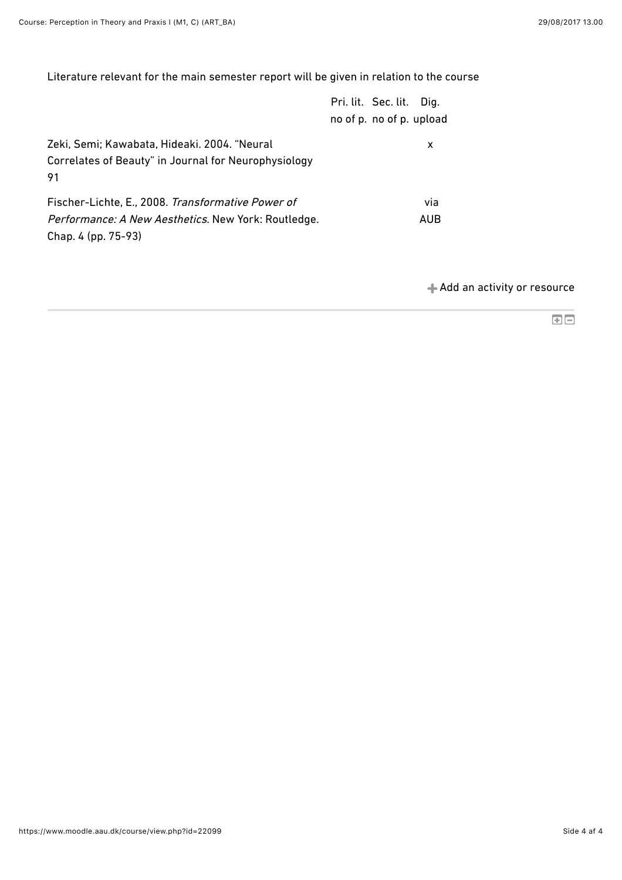Literature relevant for the main semester report will be given in relation to the course

| | Pri. lit. no of p. | Sec. lit. no of p. | Dig. upload |
|---|---|---|---|
| Zeki, Semi; Kawabata, Hideaki. 2004. "Neural Correlates of Beauty" in Journal for Neurophysiology 91 | | | x |
| Fischer-Lichte, E., 2008. *Transformative Power of Performance: A New Aesthetics*. New York: Routledge. Chap. 4 (pp. 75-93) | | | via AUB |

Add an activity or resource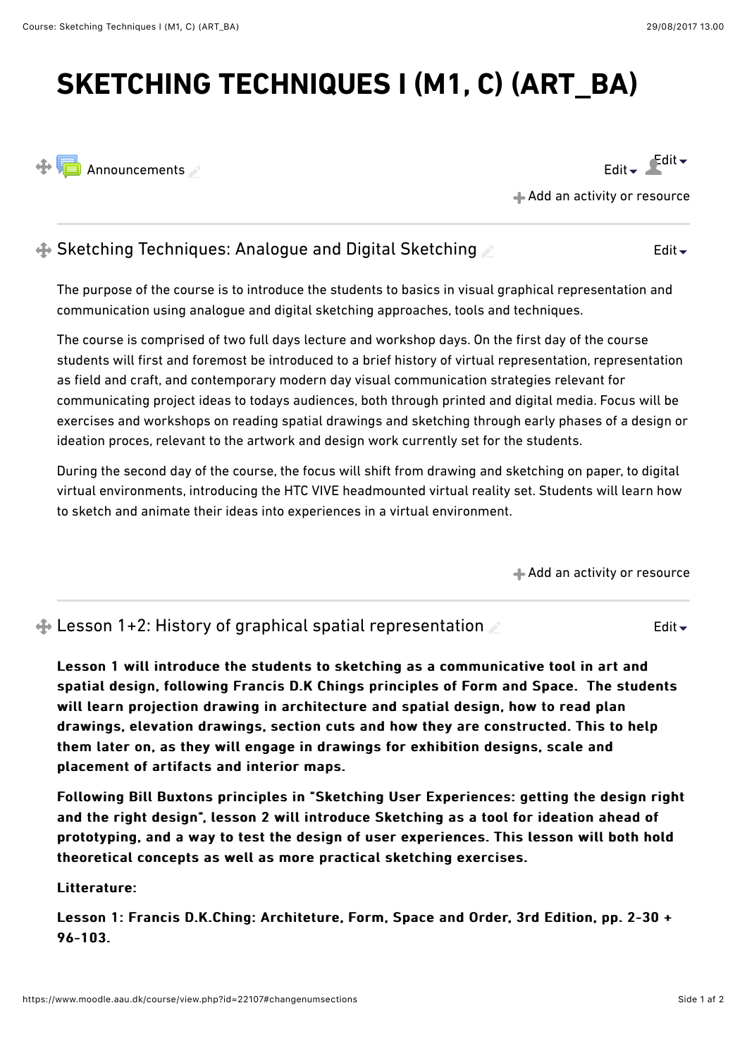# SKETCHING TECHNIQUES I (M1, C) (ART_BA)

Announcements

Edit Edit

Add an activity or resource

## Sketching Techniques: Analogue and Digital Sketching

Edit

The purpose of the course is to introduce the students to basics in visual graphical representation and communication using analogue and digital sketching approaches, tools and techniques.

The course is comprised of two full days lecture and workshop days. On the first day of the course students will first and foremost be introduced to a brief history of virtual representation, representation as field and craft, and contemporary modern day visual communication strategies relevant for communicating project ideas to todays audiences, both through printed and digital media. Focus will be exercises and workshops on reading spatial drawings and sketching through early phases of a design or ideation proces, relevant to the artwork and design work currently set for the students.

During the second day of the course, the focus will shift from drawing and sketching on paper, to digital virtual environments, introducing the HTC VIVE headmounted virtual reality set. Students will learn how to sketch and animate their ideas into experiences in a virtual environment.

Add an activity or resource

## Lesson 1+2: History of graphical spatial representation

Edit

**Lesson 1 will introduce the students to sketching as a communicative tool in art and spatial design, following Francis D.K Chings principles of Form and Space. The students will learn projection drawing in architecture and spatial design, how to read plan drawings, elevation drawings, section cuts and how they are constructed. This to help them later on, as they will engage in drawings for exhibition designs, scale and placement of artifacts and interior maps.**

**Following Bill Buxtons principles in "Sketching User Experiences: getting the design right and the right design", lesson 2 will introduce Sketching as a tool for ideation ahead of prototyping, and a way to test the design of user experiences. This lesson will both hold theoretical concepts as well as more practical sketching exercises.**

**Litterature:**

**Lesson 1: Francis D.K.Ching: Architeture, Form, Space and Order, 3rd Edition, pp. 2-30 + 96-103.**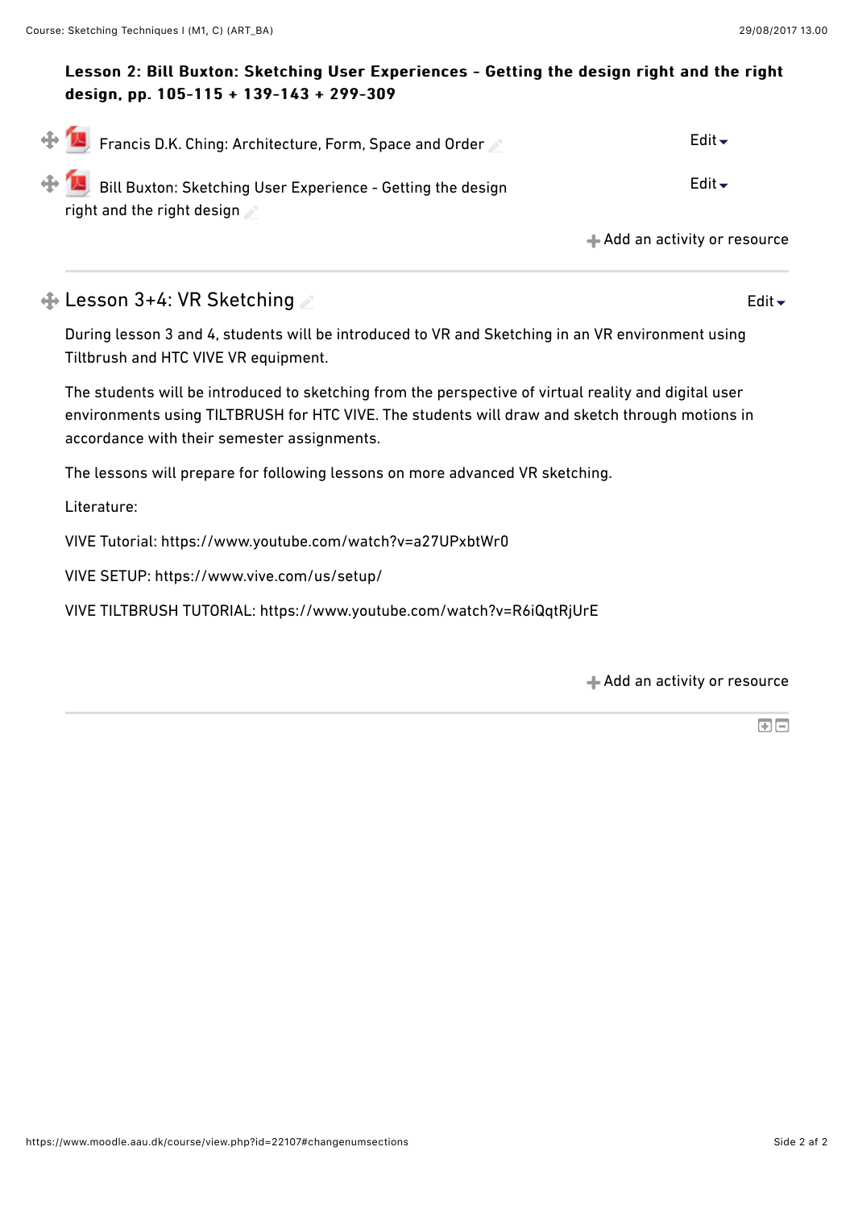**Lesson 2: Bill Buxton: Sketching User Experiences - Getting the design right and the right design, pp. 105-115 + 139-143 + 299-309**

Francis D.K. Ching: Architecture, Form, Space and Order

Bill Buxton: Sketching User Experience - Getting the design right and the right design

## Lesson 3+4: VR Sketching

During lesson 3 and 4, students will be introduced to VR and Sketching in an VR environment using Tiltbrush and HTC VIVE VR equipment.

The students will be introduced to sketching from the perspective of virtual reality and digital user environments using TILTBRUSH for HTC VIVE. The students will draw and sketch through motions in accordance with their semester assignments.

The lessons will prepare for following lessons on more advanced VR sketching.

Literature:

VIVE Tutorial: https://www.youtube.com/watch?v=a27UPxbtWr0

VIVE SETUP: https://www.vive.com/us/setup/

VIVE TILTBRUSH TUTORIAL: https://www.youtube.com/watch?v=R6iQqtRjUrE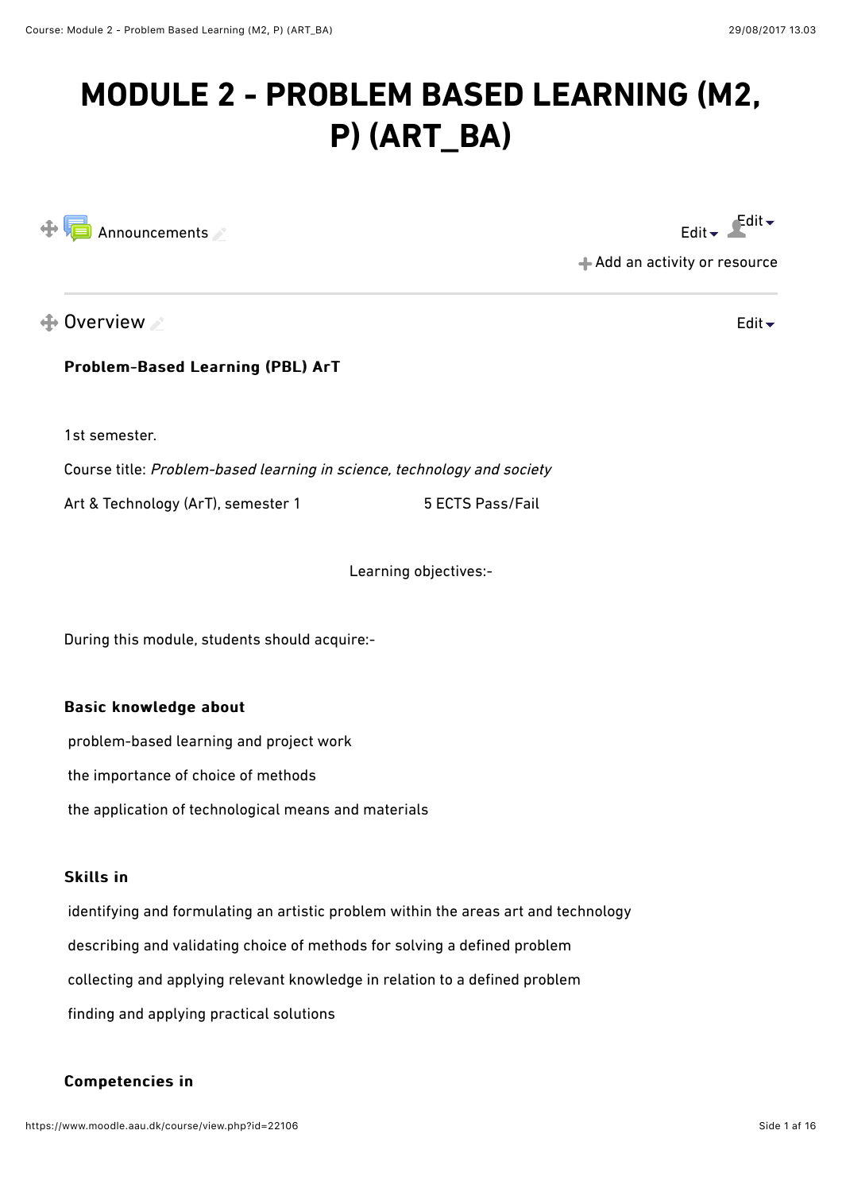# MODULE 2 - PROBLEM BASED LEARNING (M2, P) (ART_BA)

Announcements

Add an activity or resource

## Overview

**Problem-Based Learning (PBL) ArT**

1st semester.

Course title: *Problem-based learning in science, technology and society*

Art & Technology (ArT), semester 1 5 ECTS Pass/Fail

Learning objectives:-

During this module, students should acquire:-

**Basic knowledge about**

problem-based learning and project work

the importance of choice of methods

the application of technological means and materials

**Skills in**

identifying and formulating an artistic problem within the areas art and technology

describing and validating choice of methods for solving a defined problem

collecting and applying relevant knowledge in relation to a defined problem

finding and applying practical solutions

**Competencies in**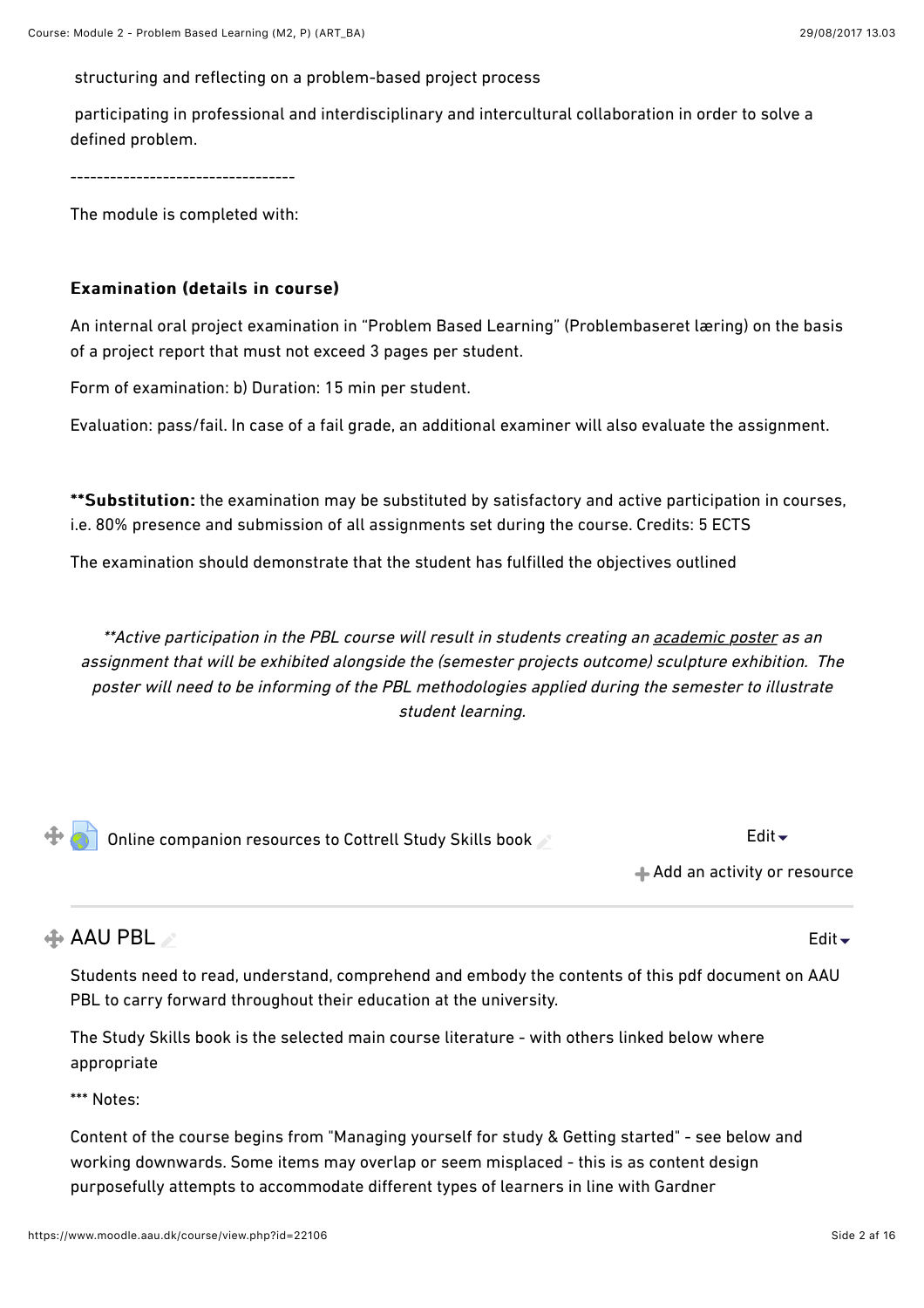structuring and reflecting on a problem-based project process

participating in professional and interdisciplinary and intercultural collaboration in order to solve a defined problem.

---------------------------------

The module is completed with:

**Examination (details in course)**

An internal oral project examination in "Problem Based Learning" (Problembaseret læring) on the basis of a project report that must not exceed 3 pages per student.

Form of examination: b) Duration: 15 min per student.

Evaluation: pass/fail. In case of a fail grade, an additional examiner will also evaluate the assignment.

****Substitution:** the examination may be substituted by satisfactory and active participation in courses, i.e. 80% presence and submission of all assignments set during the course. Credits: 5 ECTS

The examination should demonstrate that the student has fulfilled the objectives outlined

*\*\*Active participation in the PBL course will result in students creating an academic poster as an assignment that will be exhibited alongside the (semester projects outcome) sculpture exhibition. The poster will need to be informing of the PBL methodologies applied during the semester to illustrate student learning.*

Online companion resources to Cottrell Study Skills book

Edit

Add an activity or resource

## AAU PBL

Edit

Students need to read, understand, comprehend and embody the contents of this pdf document on AAU PBL to carry forward throughout their education at the university.

The Study Skills book is the selected main course literature - with others linked below where appropriate

*** Notes:

Content of the course begins from "Managing yourself for study & Getting started" - see below and working downwards. Some items may overlap or seem misplaced - this is as content design purposefully attempts to accommodate different types of learners in line with Gardner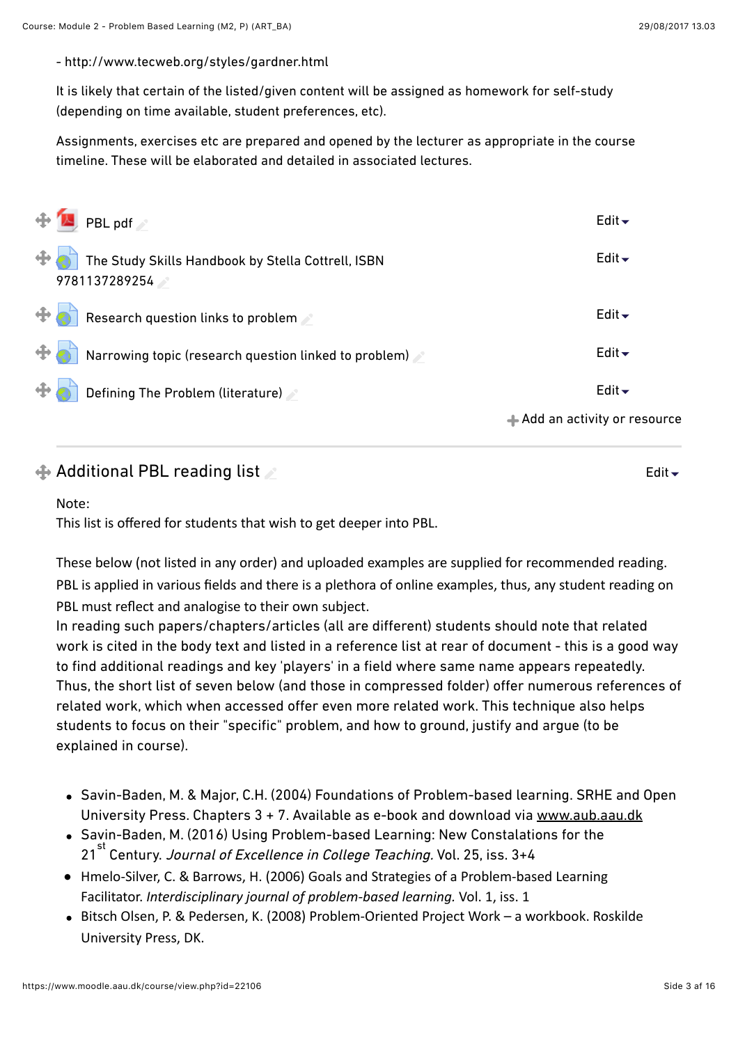- http://www.tecweb.org/styles/gardner.html

It is likely that certain of the listed/given content will be assigned as homework for self-study (depending on time available, student preferences, etc).

Assignments, exercises etc are prepared and opened by the lecturer as appropriate in the course timeline. These will be elaborated and detailed in associated lectures.

- PBL pdf
- The Study Skills Handbook by Stella Cottrell, ISBN 9781137289254
- Research question links to problem
- Narrowing topic (research question linked to problem)
- Defining The Problem (literature)

## Additional PBL reading list

Note:
This list is offered for students that wish to get deeper into PBL.

These below (not listed in any order) and uploaded examples are supplied for recommended reading. PBL is applied in various fields and there is a plethora of online examples, thus, any student reading on PBL must reflect and analogise to their own subject.
In reading such papers/chapters/articles (all are different) students should note that related work is cited in the body text and listed in a reference list at rear of document - this is a good way to find additional readings and key 'players' in a field where same name appears repeatedly. Thus, the short list of seven below (and those in compressed folder) offer numerous references of related work, which when accessed offer even more related work. This technique also helps students to focus on their "specific" problem, and how to ground, justify and argue (to be explained in course).

- Savin-Baden, M. & Major, C.H. (2004) Foundations of Problem-based learning. SRHE and Open University Press. Chapters 3 + 7. Available as e-book and download via www.aub.aau.dk
- Savin-Baden, M. (2016) Using Problem-based Learning: New Constalations for the 21st Century. *Journal of Excellence in College Teaching.* Vol. 25, iss. 3+4
- Hmelo-Silver, C. & Barrows, H. (2006) Goals and Strategies of a Problem-based Learning Facilitator. *Interdisciplinary journal of problem-based learning.* Vol. 1, iss. 1
- Bitsch Olsen, P. & Pedersen, K. (2008) Problem-Oriented Project Work – a workbook. Roskilde University Press, DK.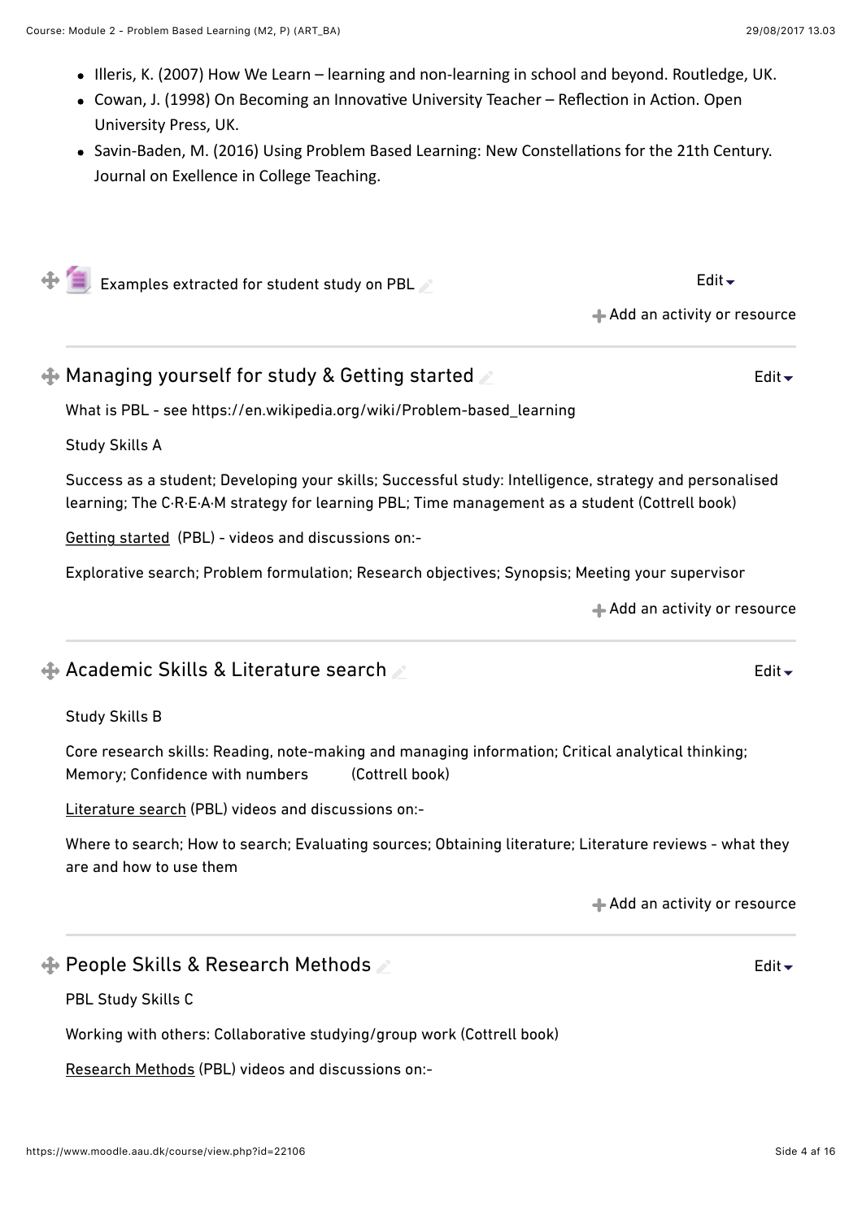- Illeris, K. (2007) How We Learn – learning and non-learning in school and beyond. Routledge, UK.
- Cowan, J. (1998) On Becoming an Innovative University Teacher – Reflection in Action. Open University Press, UK.
- Savin-Baden, M. (2016) Using Problem Based Learning: New Constellations for the 21th Century. Journal on Exellence in College Teaching.

Examples extracted for student study on PBL

Edit

Add an activity or resource

## Managing yourself for study & Getting started

Edit

What is PBL - see https://en.wikipedia.org/wiki/Problem-based_learning

Study Skills A

Success as a student; Developing your skills; Successful study: Intelligence, strategy and personalised learning; The C·R·E·A·M strategy for learning PBL; Time management as a student (Cottrell book)

Getting started (PBL) - videos and discussions on:-

Explorative search; Problem formulation; Research objectives; Synopsis; Meeting your supervisor

Add an activity or resource

## Academic Skills & Literature search

Edit

Study Skills B

Core research skills: Reading, note-making and managing information; Critical analytical thinking; Memory; Confidence with numbers (Cottrell book)

Literature search (PBL) videos and discussions on:-

Where to search; How to search; Evaluating sources; Obtaining literature; Literature reviews - what they are and how to use them

Add an activity or resource

## People Skills & Research Methods

Edit

PBL Study Skills C

Working with others: Collaborative studying/group work (Cottrell book)

Research Methods (PBL) videos and discussions on:-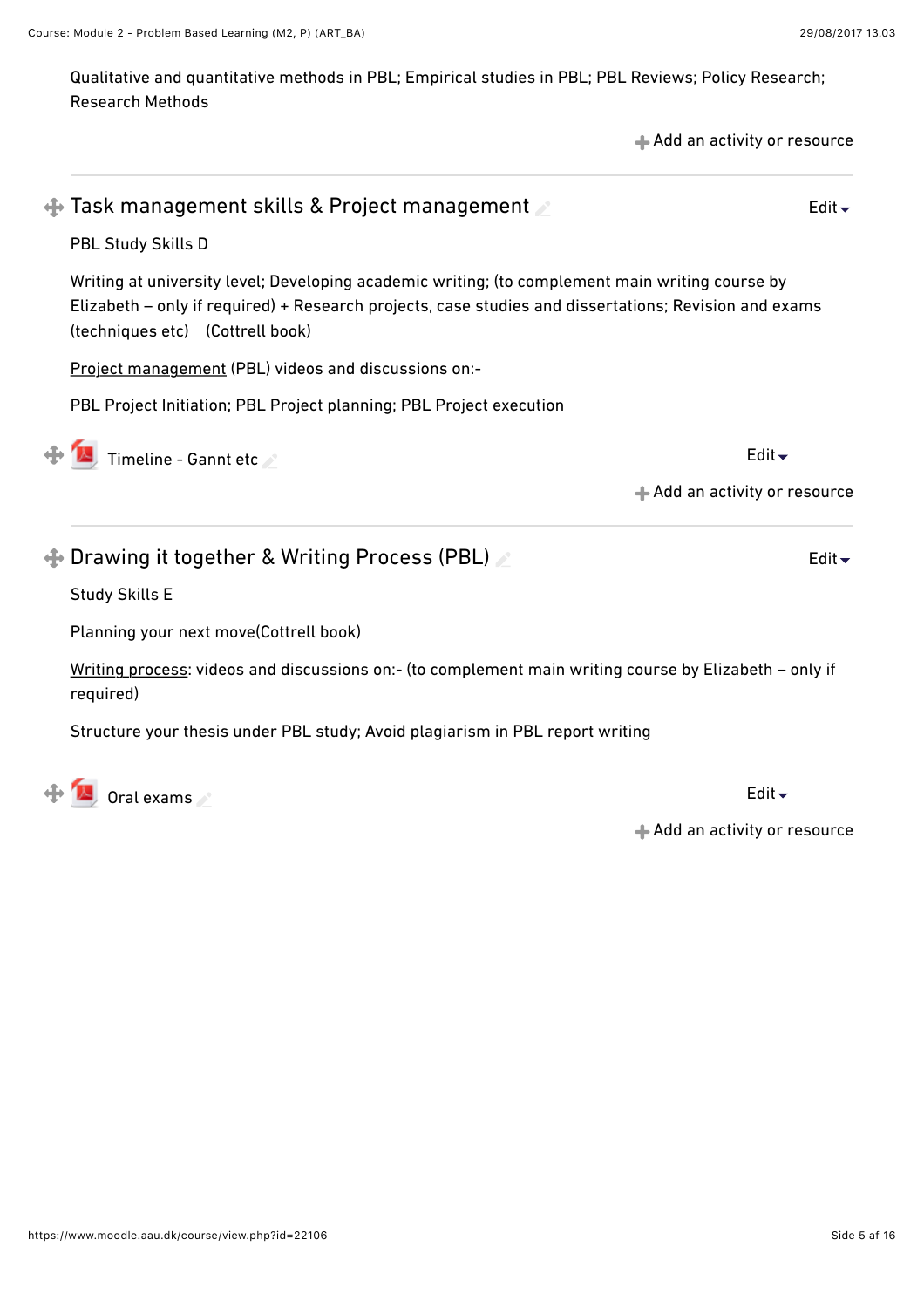Qualitative and quantitative methods in PBL; Empirical studies in PBL; PBL Reviews; Policy Research; Research Methods

Add an activity or resource

## Task management skills & Project management

Edit

PBL Study Skills D

Writing at university level; Developing academic writing; (to complement main writing course by Elizabeth – only if required) + Research projects, case studies and dissertations; Revision and exams (techniques etc)   (Cottrell book)

Project management (PBL) videos and discussions on:-

PBL Project Initiation; PBL Project planning; PBL Project execution

Timeline - Gannt etc

Edit

Add an activity or resource

## Drawing it together & Writing Process (PBL)

Edit

Study Skills E

Planning your next move(Cottrell book)

Writing process: videos and discussions on:- (to complement main writing course by Elizabeth – only if required)

Structure your thesis under PBL study; Avoid plagiarism in PBL report writing

Oral exams

Edit

Add an activity or resource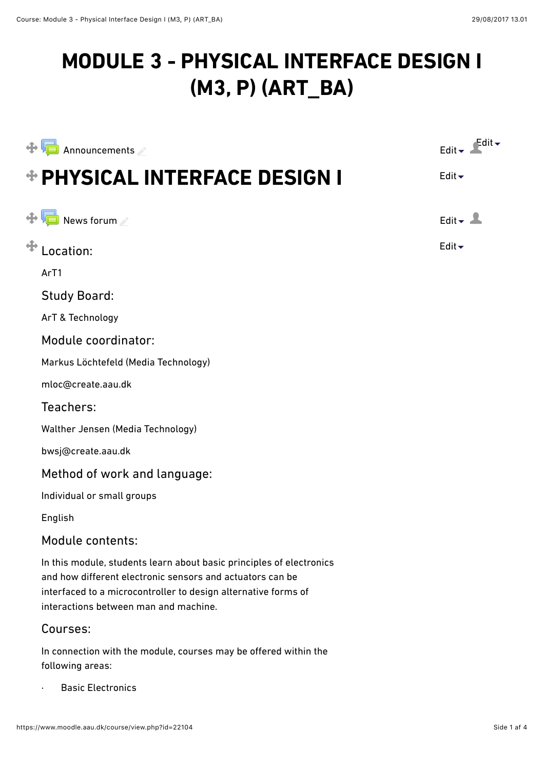# MODULE 3 - PHYSICAL INTERFACE DESIGN I (M3, P) (ART_BA)

Announcements

# PHYSICAL INTERFACE DESIGN I

News forum

### Location:

ArT1

### Study Board:

ArT & Technology

### Module coordinator:

Markus Löchtefeld (Media Technology)

mloc@create.aau.dk

### Teachers:

Walther Jensen (Media Technology)

bwsj@create.aau.dk

### Method of work and language:

Individual or small groups

English

### Module contents:

In this module, students learn about basic principles of electronics and how different electronic sensors and actuators can be interfaced to a microcontroller to design alternative forms of interactions between man and machine.

### Courses:

In connection with the module, courses may be offered within the following areas:

- Basic Electronics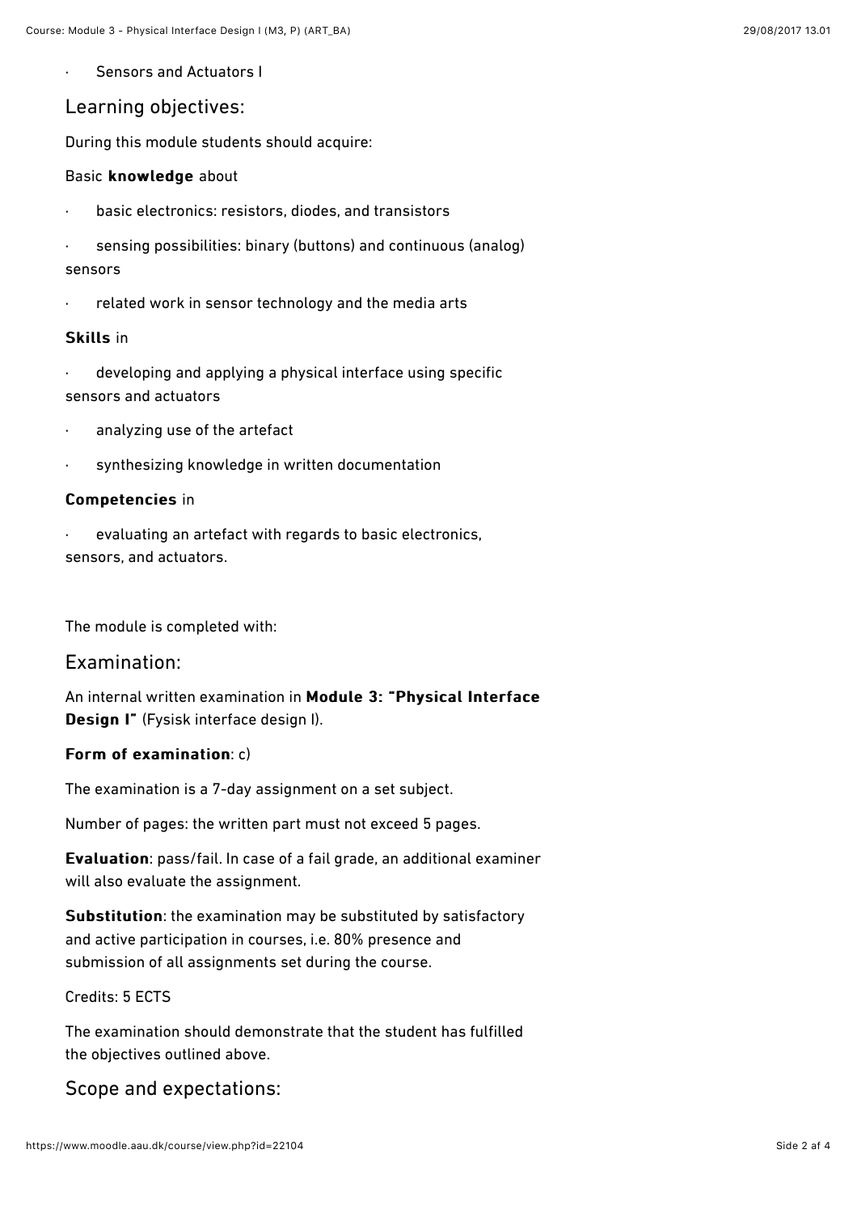- Sensors and Actuators I

## Learning objectives:

During this module students should acquire:

Basic **knowledge** about

- basic electronics: resistors, diodes, and transistors
- sensing possibilities: binary (buttons) and continuous (analog) sensors
- related work in sensor technology and the media arts

**Skills** in

- developing and applying a physical interface using specific sensors and actuators
- analyzing use of the artefact
- synthesizing knowledge in written documentation

**Competencies** in

- evaluating an artefact with regards to basic electronics, sensors, and actuators.

The module is completed with:

## Examination:

An internal written examination in **Module 3: "Physical Interface Design I"** (Fysisk interface design I).

**Form of examination**: c)

The examination is a 7-day assignment on a set subject.

Number of pages: the written part must not exceed 5 pages.

**Evaluation**: pass/fail. In case of a fail grade, an additional examiner will also evaluate the assignment.

**Substitution**: the examination may be substituted by satisfactory and active participation in courses, i.e. 80% presence and submission of all assignments set during the course.

Credits: 5 ECTS

The examination should demonstrate that the student has fulfilled the objectives outlined above.

## Scope and expectations: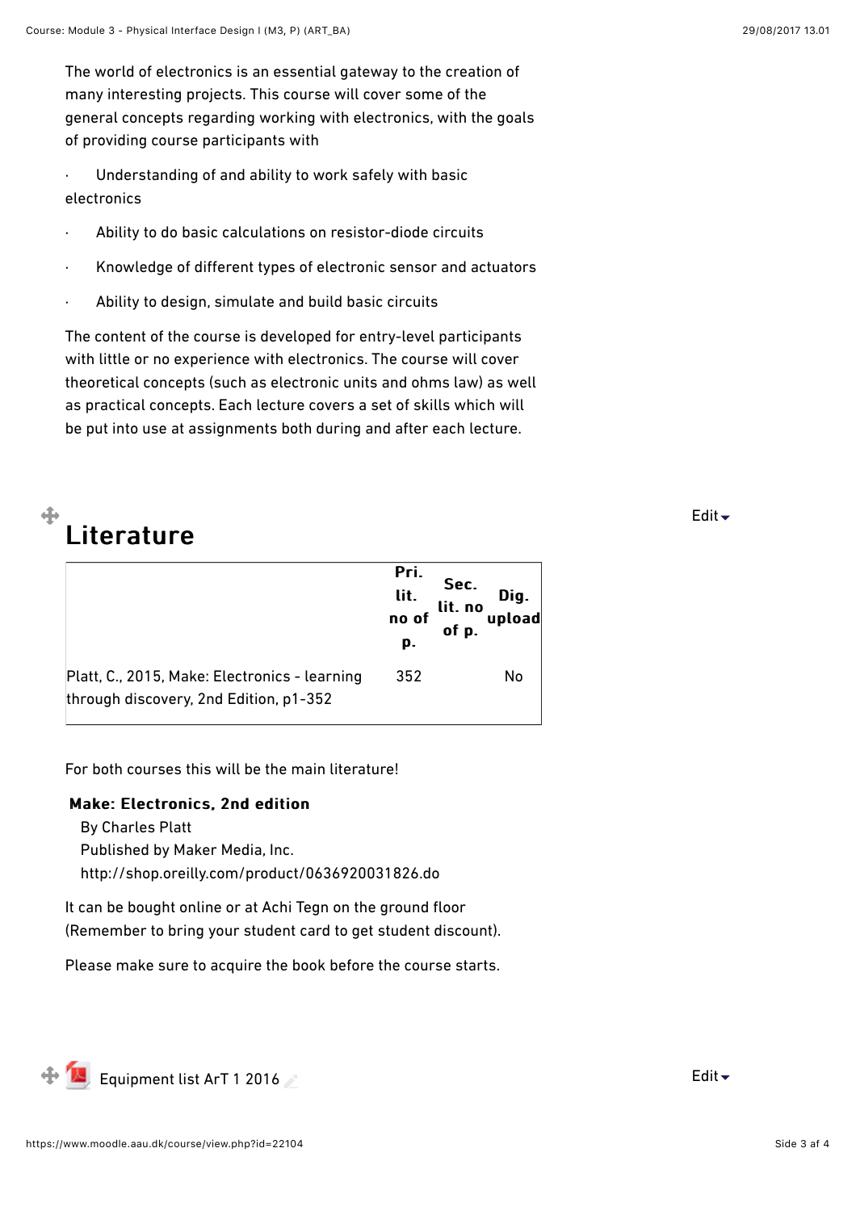The world of electronics is an essential gateway to the creation of many interesting projects. This course will cover some of the general concepts regarding working with electronics, with the goals of providing course participants with

- Understanding of and ability to work safely with basic electronics
- Ability to do basic calculations on resistor-diode circuits
- Knowledge of different types of electronic sensor and actuators
- Ability to design, simulate and build basic circuits

The content of the course is developed for entry-level participants with little or no experience with electronics. The course will cover theoretical concepts (such as electronic units and ohms law) as well as practical concepts. Each lecture covers a set of skills which will be put into use at assignments both during and after each lecture.

# Literature

| | Pri. lit. no of p. | Sec. lit. no of p. | Dig. upload |
|---|---|---|---|
| Platt, C., 2015, Make: Electronics - learning through discovery, 2nd Edition, p1-352 | 352 | | No |

For both courses this will be the main literature!

**Make: Electronics, 2nd edition**
By Charles Platt
Published by Maker Media, Inc.
http://shop.oreilly.com/product/0636920031826.do

It can be bought online or at Achi Tegn on the ground floor (Remember to bring your student card to get student discount).

Please make sure to acquire the book before the course starts.

Equipment list ArT 1 2016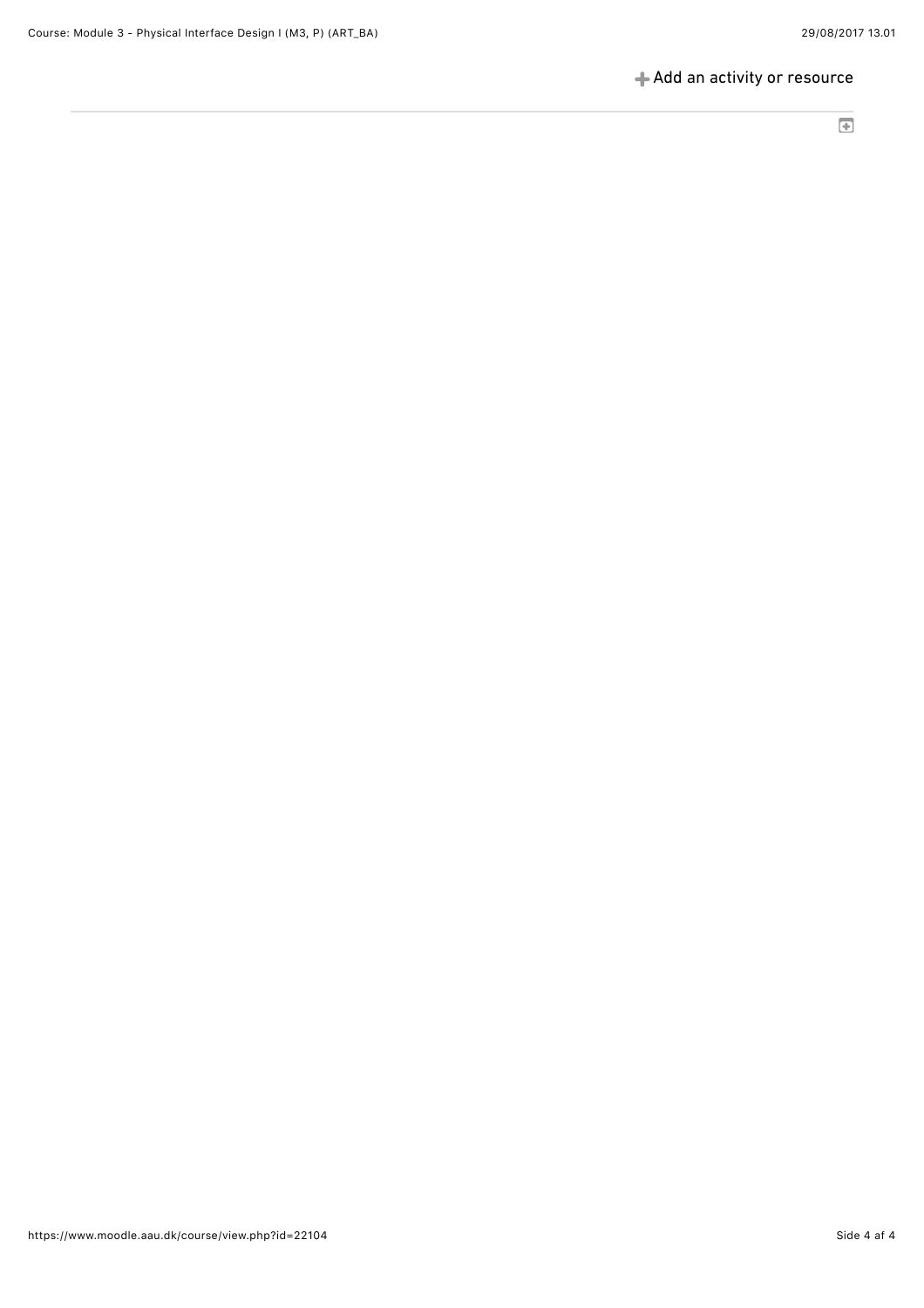+ Add an activity or resource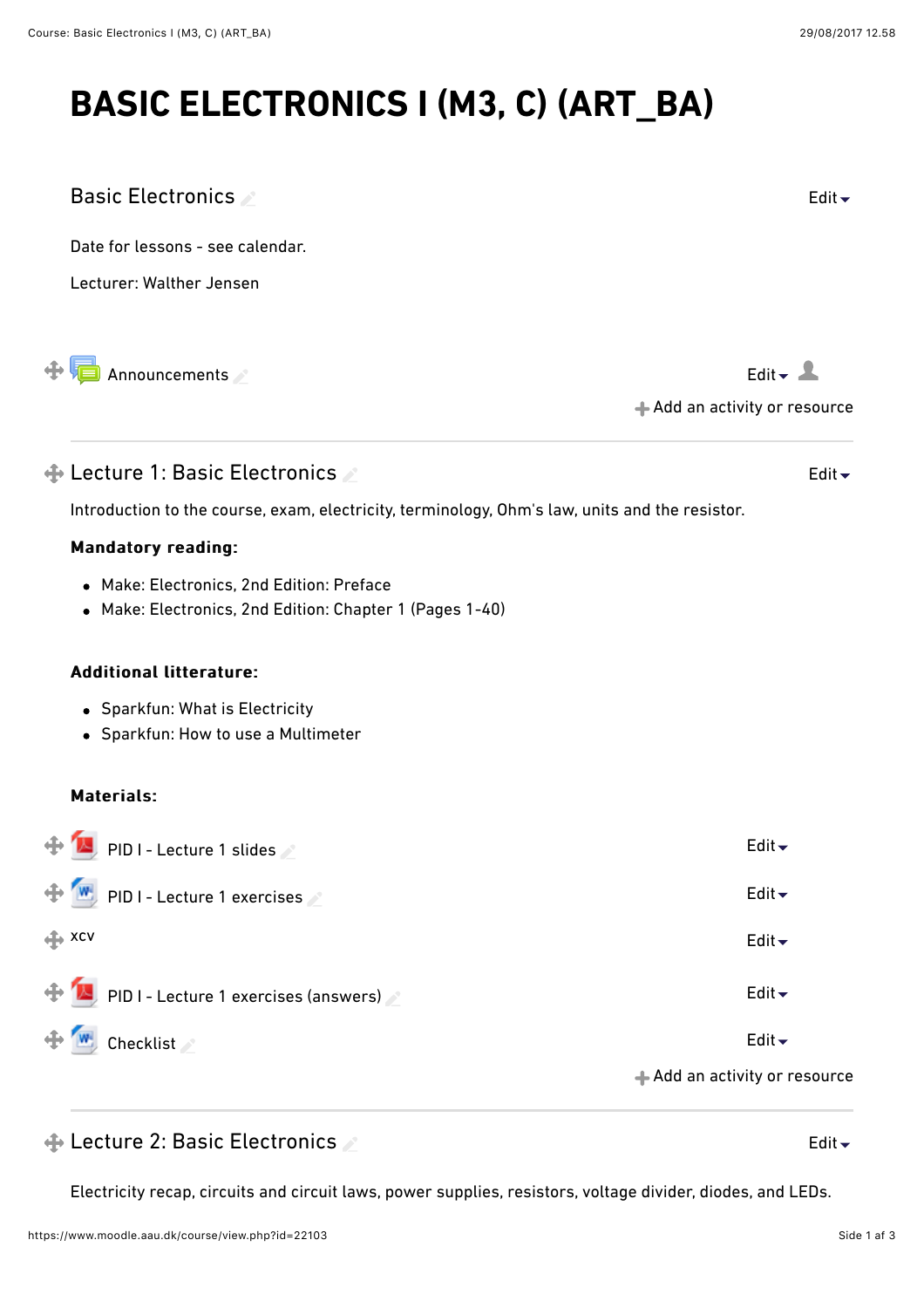# BASIC ELECTRONICS I (M3, C) (ART_BA)

## Basic Electronics

Date for lessons - see calendar.

Lecturer: Walther Jensen

Announcements

Add an activity or resource

## Lecture 1: Basic Electronics

Introduction to the course, exam, electricity, terminology, Ohm's law, units and the resistor.

**Mandatory reading:**

- Make: Electronics, 2nd Edition: Preface
- Make: Electronics, 2nd Edition: Chapter 1 (Pages 1-40)

**Additional litterature:**

- Sparkfun: What is Electricity
- Sparkfun: How to use a Multimeter

**Materials:**

- PID I - Lecture 1 slides
- PID I - Lecture 1 exercises
- xcv
- PID I - Lecture 1 exercises (answers)
- Checklist

Add an activity or resource

## Lecture 2: Basic Electronics

Electricity recap, circuits and circuit laws, power supplies, resistors, voltage divider, diodes, and LEDs.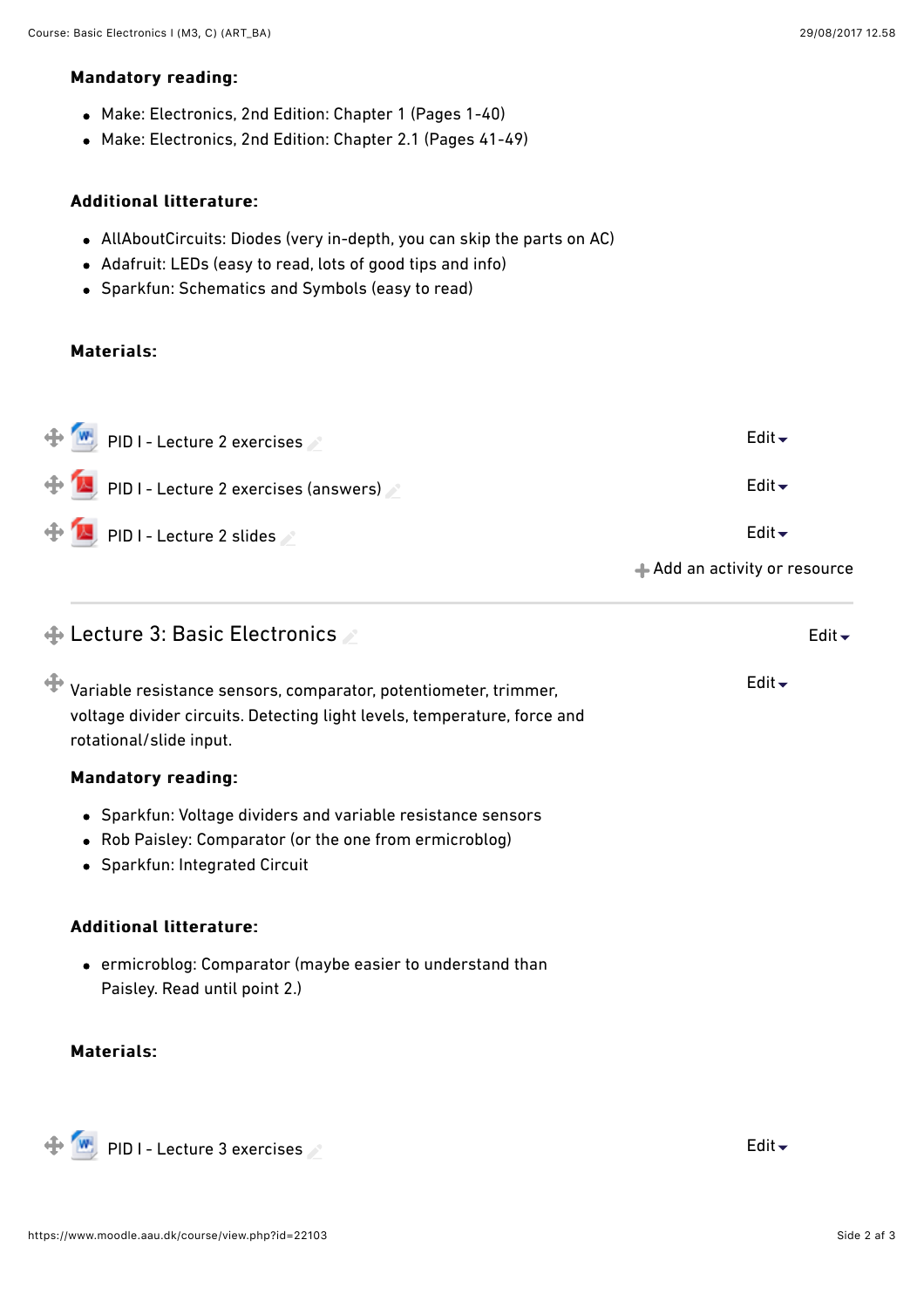**Mandatory reading:**

- Make: Electronics, 2nd Edition: Chapter 1 (Pages 1-40)
- Make: Electronics, 2nd Edition: Chapter 2.1 (Pages 41-49)

**Additional litterature:**

- AllAboutCircuits: Diodes (very in-depth, you can skip the parts on AC)
- Adafruit: LEDs (easy to read, lots of good tips and info)
- Sparkfun: Schematics and Symbols (easy to read)

**Materials:**

- PID I - Lecture 2 exercises
- PID I - Lecture 2 exercises (answers)
- PID I - Lecture 2 slides

## Lecture 3: Basic Electronics

Variable resistance sensors, comparator, potentiometer, trimmer, voltage divider circuits. Detecting light levels, temperature, force and rotational/slide input.

**Mandatory reading:**

- Sparkfun: Voltage dividers and variable resistance sensors
- Rob Paisley: Comparator (or the one from ermicroblog)
- Sparkfun: Integrated Circuit

**Additional litterature:**

- ermicroblog: Comparator (maybe easier to understand than Paisley. Read until point 2.)

**Materials:**

- PID I - Lecture 3 exercises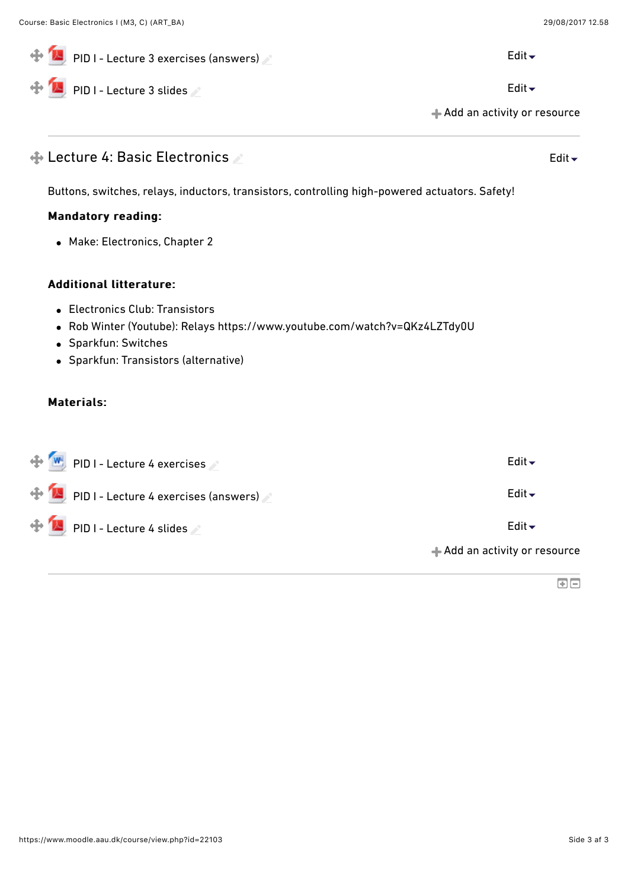PID I - Lecture 3 exercises (answers)

PID I - Lecture 3 slides

## Lecture 4: Basic Electronics

Buttons, switches, relays, inductors, transistors, controlling high-powered actuators. Safety!

**Mandatory reading:**

- Make: Electronics, Chapter 2

**Additional litterature:**

- Electronics Club: Transistors
- Rob Winter (Youtube): Relays https://www.youtube.com/watch?v=QKz4LZTdy0U
- Sparkfun: Switches
- Sparkfun: Transistors (alternative)

**Materials:**

PID I - Lecture 4 exercises

PID I - Lecture 4 exercises (answers)

PID I - Lecture 4 slides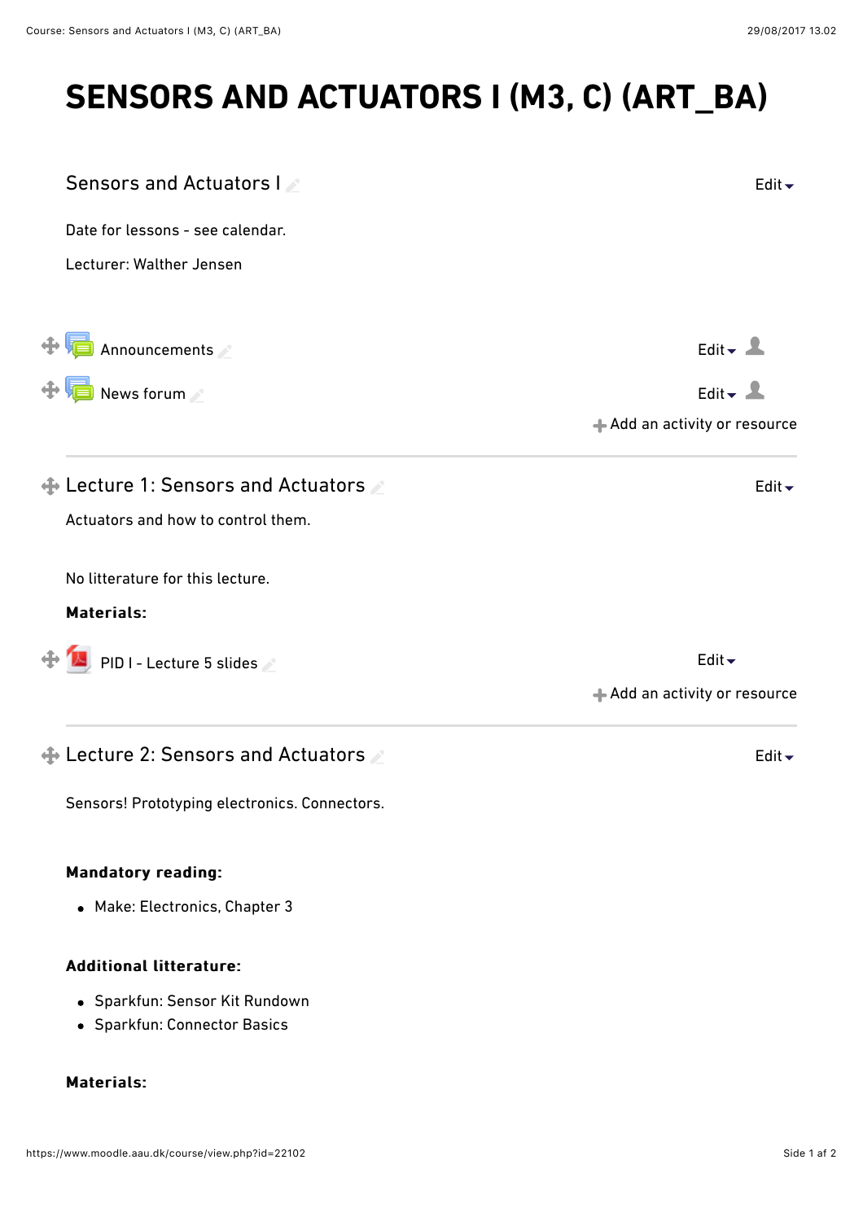# SENSORS AND ACTUATORS I (M3, C) (ART_BA)

## Sensors and Actuators I

Date for lessons - see calendar.

Lecturer: Walther Jensen

Announcements

News forum

## Lecture 1: Sensors and Actuators

Actuators and how to control them.

No litterature for this lecture.

**Materials:**

PID I - Lecture 5 slides

## Lecture 2: Sensors and Actuators

Sensors! Prototyping electronics. Connectors.

**Mandatory reading:**

- Make: Electronics, Chapter 3

**Additional litterature:**

- Sparkfun: Sensor Kit Rundown
- Sparkfun: Connector Basics

**Materials:**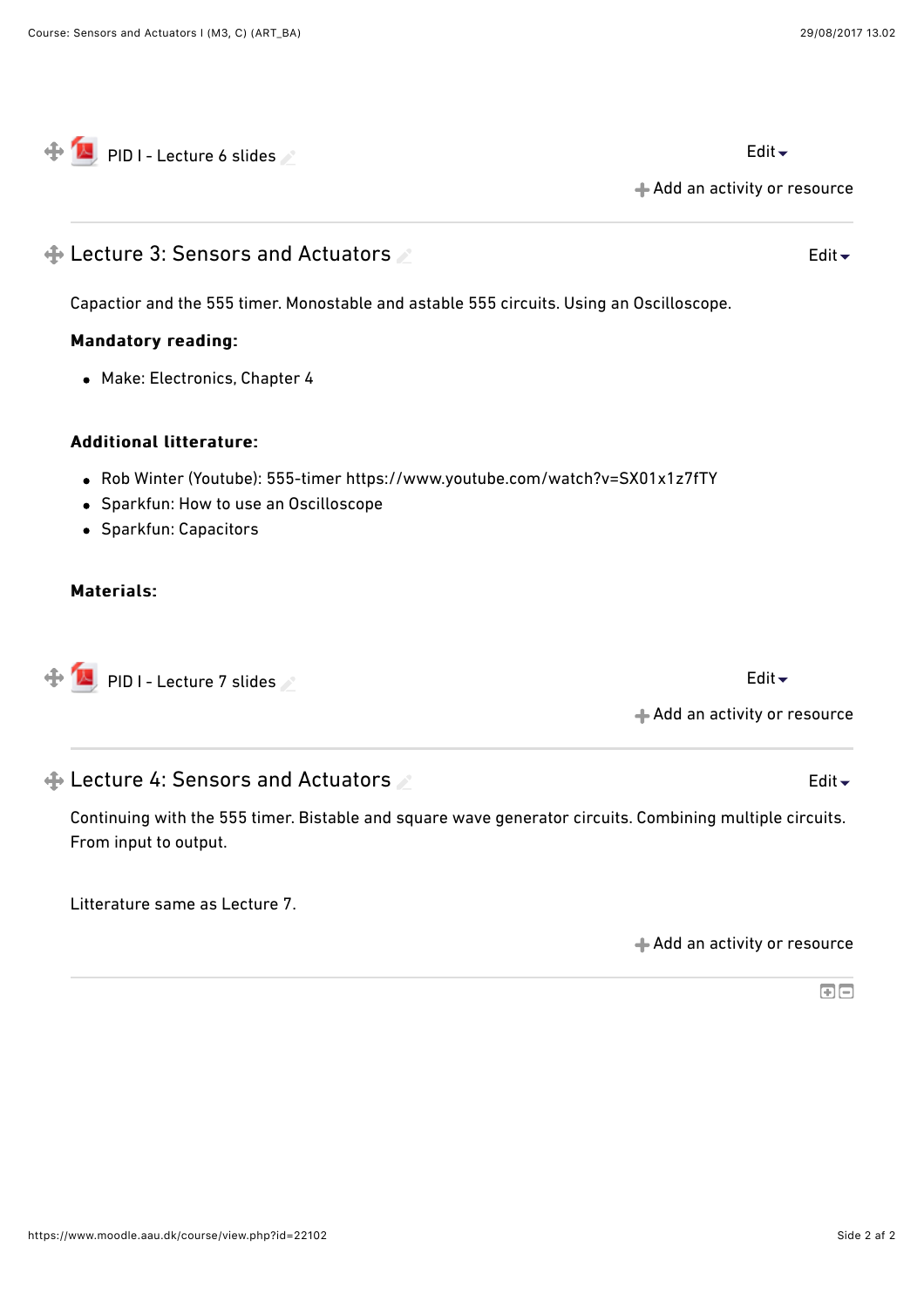PID I - Lecture 6 slides

Edit

Add an activity or resource

## Lecture 3: Sensors and Actuators

Edit

Capactior and the 555 timer. Monostable and astable 555 circuits. Using an Oscilloscope.

**Mandatory reading:**

- Make: Electronics, Chapter 4

**Additional litterature:**

- Rob Winter (Youtube): 555-timer https://www.youtube.com/watch?v=SX01x1z7fTY
- Sparkfun: How to use an Oscilloscope
- Sparkfun: Capacitors

**Materials:**

PID I - Lecture 7 slides

Edit

Add an activity or resource

## Lecture 4: Sensors and Actuators

Edit

Continuing with the 555 timer. Bistable and square wave generator circuits. Combining multiple circuits. From input to output.

Litterature same as Lecture 7.

Add an activity or resource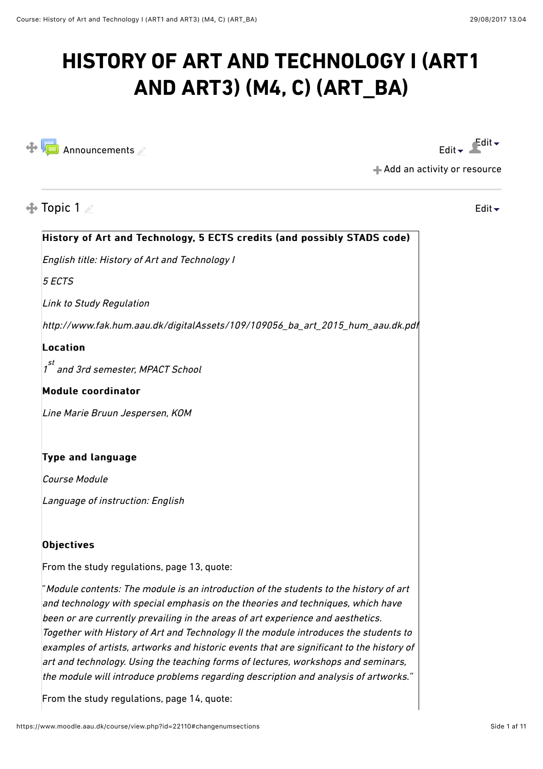# HISTORY OF ART AND TECHNOLOGY I (ART1 AND ART3) (M4, C) (ART_BA)

Announcements

Edit Edit

Add an activity or resource

## Topic 1

Edit

**History of Art and Technology, 5 ECTS credits (and possibly STADS code)**

*English title: History of Art and Technology I*

*5 ECTS*

*Link to Study Regulation*

*http://www.fak.hum.aau.dk/digitalAssets/109/109056_ba_art_2015_hum_aau.dk.pdf*

**Location**

*1st and 3rd semester, MPACT School*

**Module coordinator**

*Line Marie Bruun Jespersen, KOM*

**Type and language**

*Course Module*

*Language of instruction: English*

**Objectives**

From the study regulations, page 13, quote:

"*Module contents: The module is an introduction of the students to the history of art and technology with special emphasis on the theories and techniques, which have been or are currently prevailing in the areas of art experience and aesthetics. Together with History of Art and Technology II the module introduces the students to examples of artists, artworks and historic events that are significant to the history of art and technology. Using the teaching forms of lectures, workshops and seminars, the module will introduce problems regarding description and analysis of artworks.*"

From the study regulations, page 14, quote: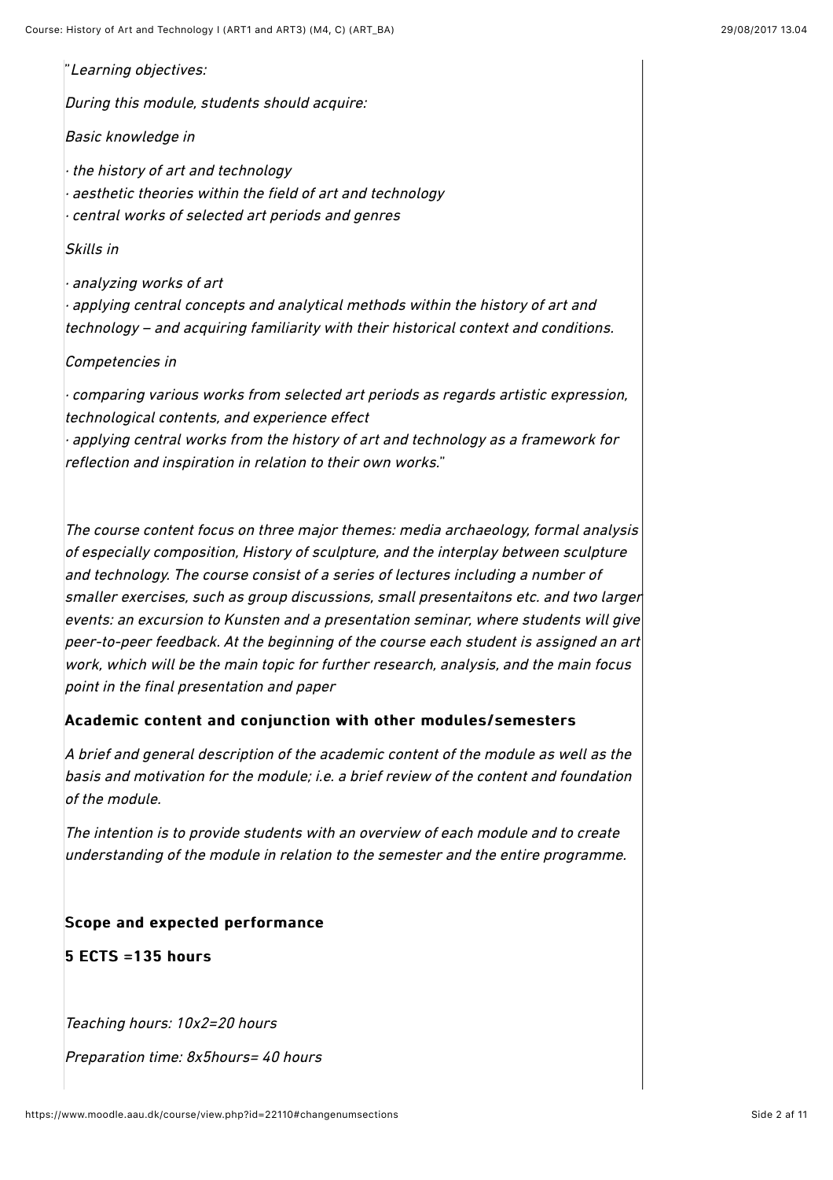*"Learning objectives:*

*During this module, students should acquire:*

*Basic knowledge in*

*· the history of art and technology*
*· aesthetic theories within the field of art and technology*
*· central works of selected art periods and genres*

*Skills in*

*· analyzing works of art*
*· applying central concepts and analytical methods within the history of art and technology – and acquiring familiarity with their historical context and conditions.*

*Competencies in*

*· comparing various works from selected art periods as regards artistic expression, technological contents, and experience effect*
*· applying central works from the history of art and technology as a framework for reflection and inspiration in relation to their own works."*

*The course content focus on three major themes: media archaeology, formal analysis of especially composition, History of sculpture, and the interplay between sculpture and technology. The course consist of a series of lectures including a number of smaller exercises, such as group discussions, small presentaitons etc. and two larger events: an excursion to Kunsten and a presentation seminar, where students will give peer-to-peer feedback. At the beginning of the course each student is assigned an art work, which will be the main topic for further research, analysis, and the main focus point in the final presentation and paper*

**Academic content and conjunction with other modules/semesters**

*A brief and general description of the academic content of the module as well as the basis and motivation for the module; i.e. a brief review of the content and foundation of the module.*

*The intention is to provide students with an overview of each module and to create understanding of the module in relation to the semester and the entire programme.*

**Scope and expected performance**

**5 ECTS =135 hours**

*Teaching hours: 10x2=20 hours*

*Preparation time: 8x5hours= 40 hours*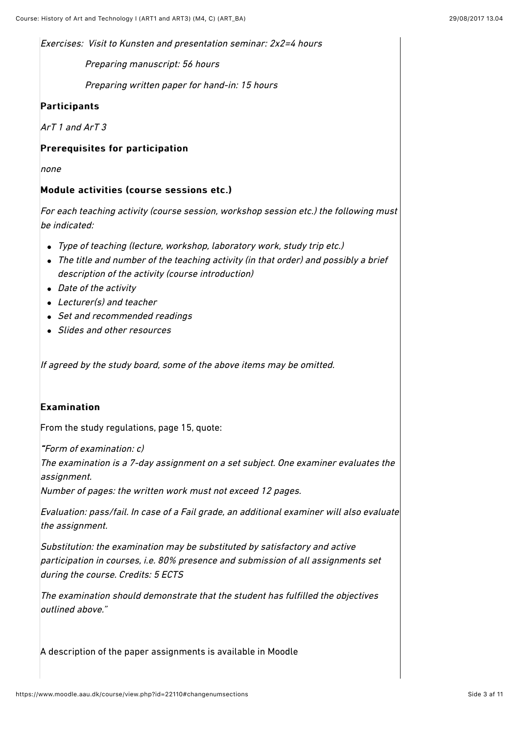*Exercises: Visit to Kunsten and presentation seminar: 2x2=4 hours*

*Preparing manuscript: 56 hours*

*Preparing written paper for hand-in: 15 hours*

### Participants

*ArT 1 and ArT 3*

### Prerequisites for participation

*none*

### Module activities (course sessions etc.)

*For each teaching activity (course session, workshop session etc.) the following must be indicated:*

- *Type of teaching (lecture, workshop, laboratory work, study trip etc.)*
- *The title and number of the teaching activity (in that order) and possibly a brief description of the activity (course introduction)*
- *Date of the activity*
- *Lecturer(s) and teacher*
- *Set and recommended readings*
- *Slides and other resources*

*If agreed by the study board, some of the above items may be omitted.*

### Examination

From the study regulations, page 15, quote:

*"Form of examination: c)*
*The examination is a 7-day assignment on a set subject. One examiner evaluates the assignment.*
*Number of pages: the written work must not exceed 12 pages.*

*Evaluation: pass/fail. In case of a Fail grade, an additional examiner will also evaluate the assignment.*

*Substitution: the examination may be substituted by satisfactory and active participation in courses, i.e. 80% presence and submission of all assignments set during the course. Credits: 5 ECTS*

*The examination should demonstrate that the student has fulfilled the objectives outlined above."*

A description of the paper assignments is available in Moodle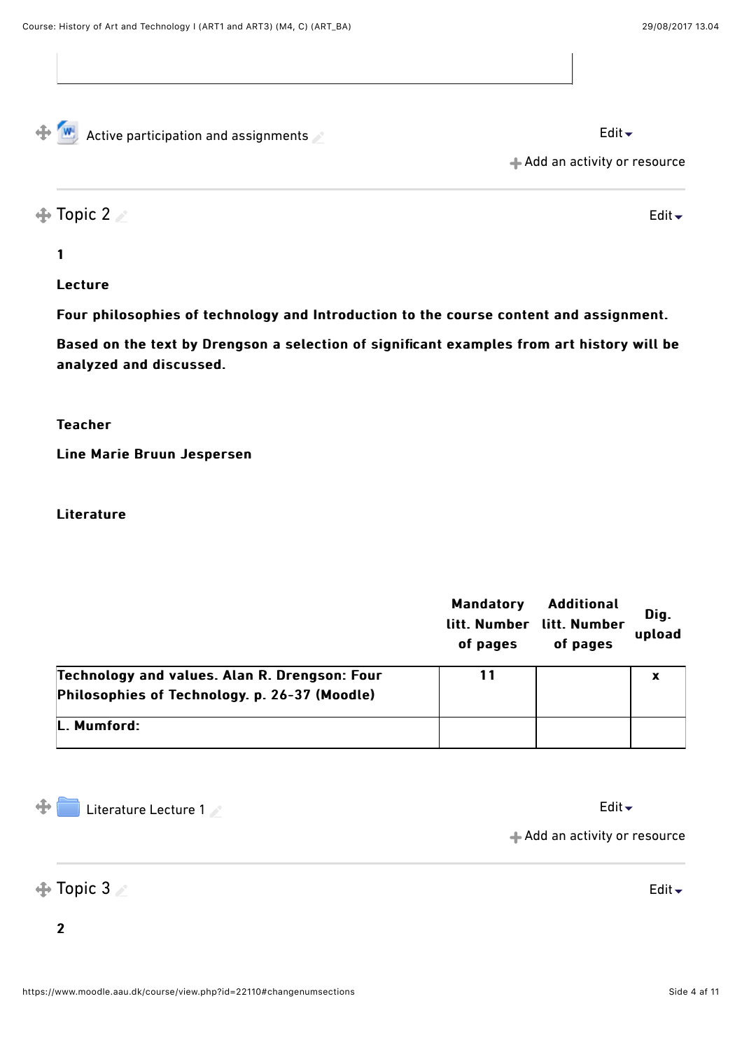Active participation and assignments

Edit

Add an activity or resource

## Topic 2

Edit

**1**

**Lecture**

**Four philosophies of technology and Introduction to the course content and assignment.**

**Based on the text by Drengson a selection of significant examples from art history will be analyzed and discussed.**

**Teacher**

**Line Marie Bruun Jespersen**

**Literature**

| | Mandatory litt. Number of pages | Additional litt. Number of pages | Dig. upload |
|---|---|---|---|
| **Technology and values. Alan R. Drengson: Four Philosophies of Technology. p. 26-37 (Moodle)** | 11 | | x |
| **L. Mumford:** | | | |

Literature Lecture 1

Edit

Add an activity or resource

## Topic 3

Edit

**2**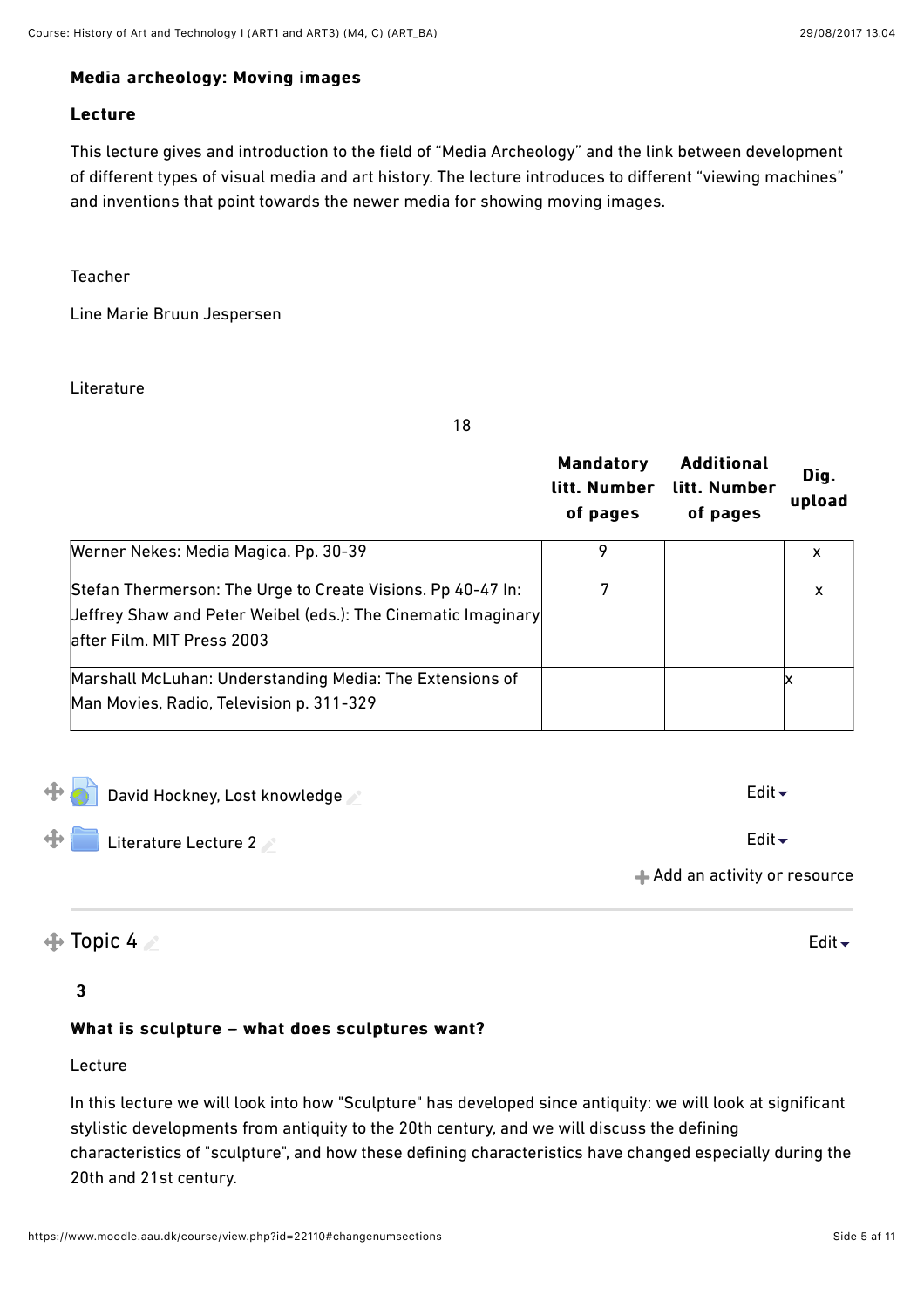**Media archeology: Moving images**

**Lecture**

This lecture gives and introduction to the field of “Media Archeology” and the link between development of different types of visual media and art history. The lecture introduces to different “viewing machines” and inventions that point towards the newer media for showing moving images.

Teacher

Line Marie Bruun Jespersen

Literature

18

| | Mandatory litt. Number of pages | Additional litt. Number of pages | Dig. upload |
|---|---|---|---|
| Werner Nekes: Media Magica. Pp. 30-39 | 9 | | x |
| Stefan Thermerson: The Urge to Create Visions. Pp 40-47 In: Jeffrey Shaw and Peter Weibel (eds.): The Cinematic Imaginary after Film. MIT Press 2003 | 7 | | x |
| Marshall McLuhan: Understanding Media: The Extensions of Man Movies, Radio, Television p. 311-329 | | | x |

David Hockney, Lost knowledge — Edit

Literature Lecture 2 — Edit

Add an activity or resource

## Topic 4

Edit

**3**

**What is sculpture – what does sculptures want?**

Lecture

In this lecture we will look into how "Sculpture" has developed since antiquity: we will look at significant stylistic developments from antiquity to the 20th century, and we will discuss the defining characteristics of "sculpture", and how these defining characteristics have changed especially during the 20th and 21st century.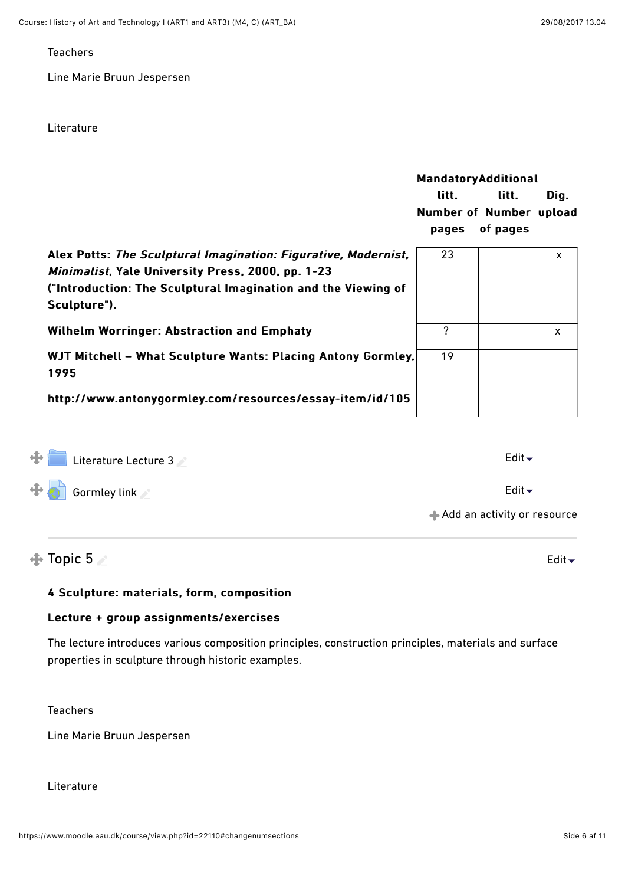Teachers

Line Marie Bruun Jespersen

Literature

| | Mandatory litt. Number of pages | Additional litt. Number of pages | Dig. upload |
|---|---|---|---|
| **Alex Potts: *The Sculptural Imagination: Figurative, Modernist, Minimalist*, Yale University Press, 2000, pp. 1-23 ("Introduction: The Sculptural Imagination and the Viewing of Sculpture").** | 23 | | x |
| **Wilhelm Worringer: Abstraction and Emphaty** | ? | | x |
| **WJT Mitchell – What Sculpture Wants: Placing Antony Gormley, 1995**<br><br>**http://www.antonygormley.com/resources/essay-item/id/105** | 19 | | |

Literature Lecture 3

Edit

Gormley link

Edit

Add an activity or resource

## Topic 5

Edit

**4 Sculpture: materials, form, composition**

**Lecture + group assignments/exercises**

The lecture introduces various composition principles, construction principles, materials and surface properties in sculpture through historic examples.

Teachers

Line Marie Bruun Jespersen

Literature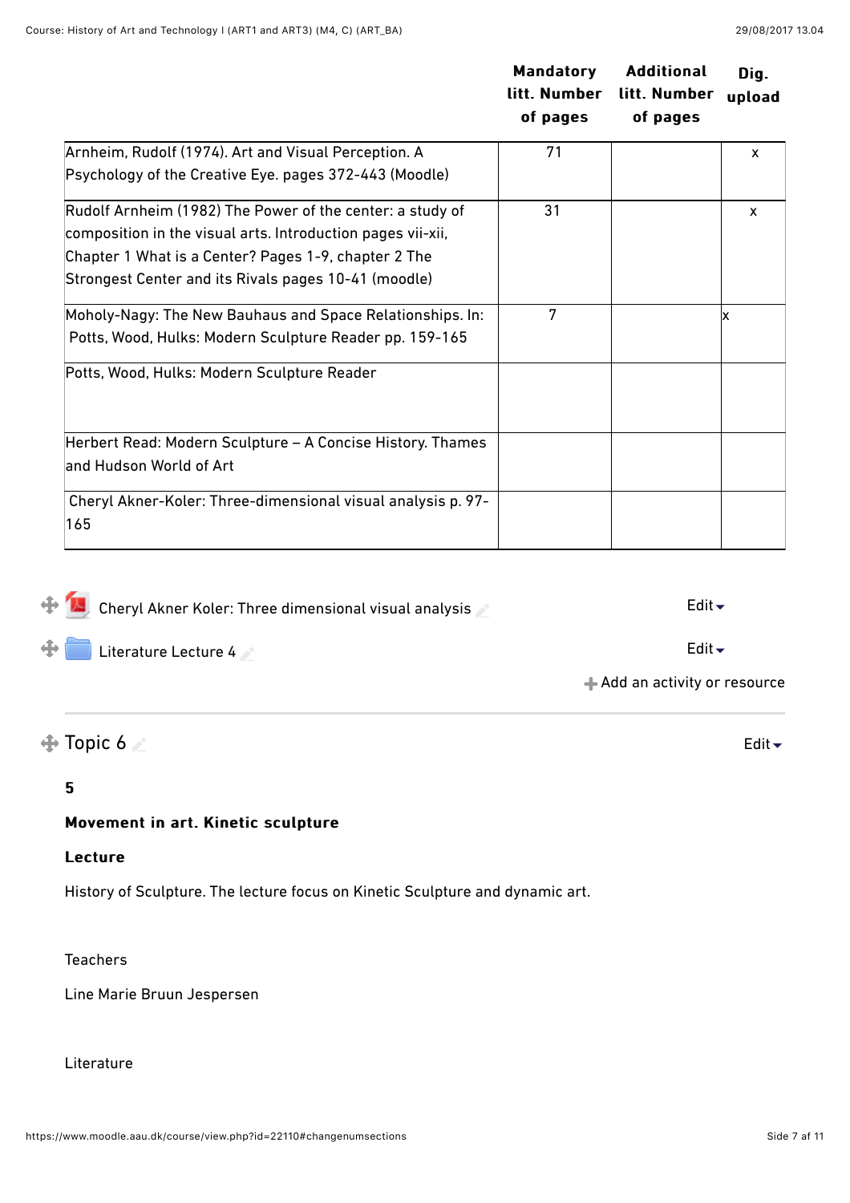| | Mandatory litt. Number of pages | Additional litt. Number of pages | Dig. upload |
|---|---|---|---|
| Arnheim, Rudolf (1974). Art and Visual Perception. A Psychology of the Creative Eye. pages 372-443 (Moodle) | 71 | | x |
| Rudolf Arnheim (1982) The Power of the center: a study of composition in the visual arts. Introduction pages vii-xii, Chapter 1 What is a Center? Pages 1-9, chapter 2 The Strongest Center and its Rivals pages 10-41 (moodle) | 31 | | x |
| Moholy-Nagy: The New Bauhaus and Space Relationships. In: Potts, Wood, Hulks: Modern Sculpture Reader pp. 159-165 | 7 | | x |
| Potts, Wood, Hulks: Modern Sculpture Reader | | | |
| Herbert Read: Modern Sculpture – A Concise History. Thames and Hudson World of Art | | | |
| Cheryl Akner-Koler: Three-dimensional visual analysis p. 97-165 | | | |

Cheryl Akner Koler: Three dimensional visual analysis

Literature Lecture 4

## Topic 6

**5**

**Movement in art. Kinetic sculpture**

**Lecture**

History of Sculpture. The lecture focus on Kinetic Sculpture and dynamic art.

Teachers

Line Marie Bruun Jespersen

Literature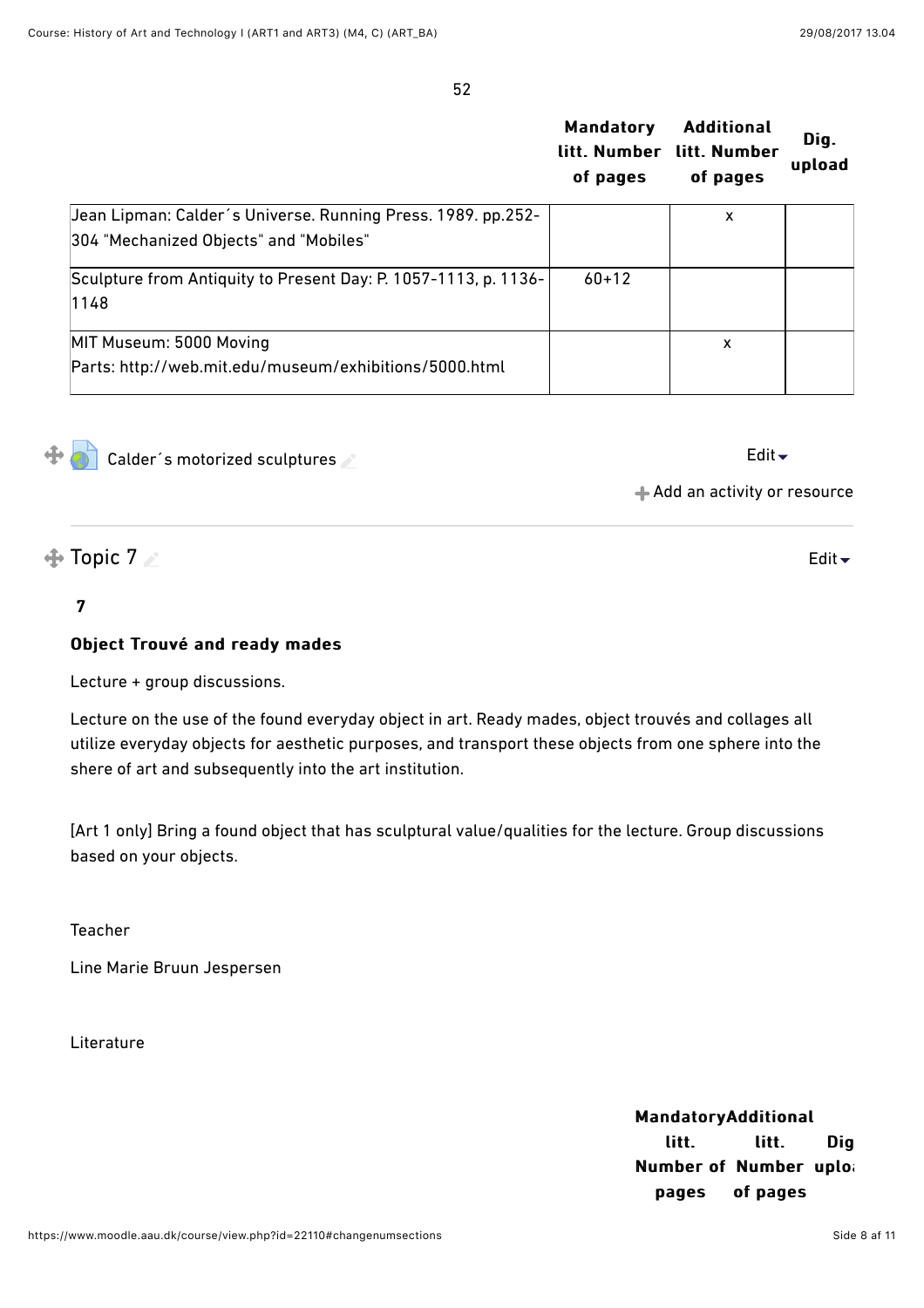52

| | Mandatory litt. Number of pages | Additional litt. Number of pages | Dig. upload |
|---|---|---|---|
| Jean Lipman: Calder´s Universe. Running Press. 1989. pp.252-304 "Mechanized Objects" and "Mobiles" | | x | |
| Sculpture from Antiquity to Present Day: P. 1057-1113, p. 1136-1148 | 60+12 | | |
| MIT Museum: 5000 Moving Parts: http://web.mit.edu/museum/exhibitions/5000.html | | x | |

Calder´s motorized sculptures

Edit

Add an activity or resource

## Topic 7

Edit

**7**

**Object Trouvé and ready mades**

Lecture + group discussions.

Lecture on the use of the found everyday object in art. Ready mades, object trouvés and collages all utilize everyday objects for aesthetic purposes, and transport these objects from one sphere into the shere of art and subsequently into the art institution.

[Art 1 only] Bring a found object that has sculptural value/qualities for the lecture. Group discussions based on your objects.

Teacher

Line Marie Bruun Jespersen

Literature

| | Mandatory litt. Number of pages | Additional litt. Number of pages | Dig uplo |
|---|---|---|---|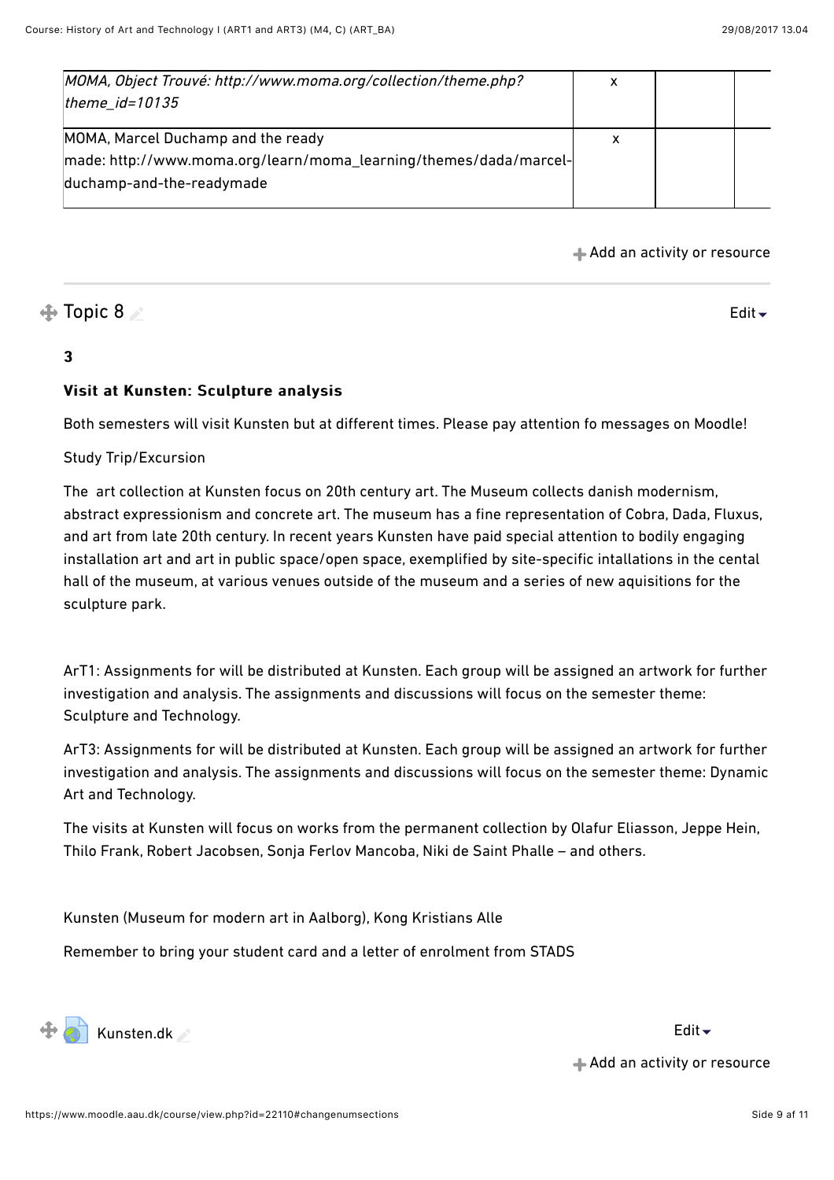| | | | |
|---|---|---|---|
| *MOMA, Object Trouvé: http://www.moma.org/collection/theme.php?theme_id=10135* | x | | |
| MOMA, Marcel Duchamp and the ready made: http://www.moma.org/learn/moma_learning/themes/dada/marcel-duchamp-and-the-readymade | x | | |

Add an activity or resource

## Topic 8

Edit

**3**

**Visit at Kunsten: Sculpture analysis**

Both semesters will visit Kunsten but at different times. Please pay attention fo messages on Moodle!

Study Trip/Excursion

The art collection at Kunsten focus on 20th century art. The Museum collects danish modernism, abstract expressionism and concrete art. The museum has a fine representation of Cobra, Dada, Fluxus, and art from late 20th century. In recent years Kunsten have paid special attention to bodily engaging installation art and art in public space/open space, exemplified by site-specific intallations in the cental hall of the museum, at various venues outside of the museum and a series of new aquisitions for the sculpture park.

ArT1: Assignments for will be distributed at Kunsten. Each group will be assigned an artwork for further investigation and analysis. The assignments and discussions will focus on the semester theme: Sculpture and Technology.

ArT3: Assignments for will be distributed at Kunsten. Each group will be assigned an artwork for further investigation and analysis. The assignments and discussions will focus on the semester theme: Dynamic Art and Technology.

The visits at Kunsten will focus on works from the permanent collection by Olafur Eliasson, Jeppe Hein, Thilo Frank, Robert Jacobsen, Sonja Ferlov Mancoba, Niki de Saint Phalle – and others.

Kunsten (Museum for modern art in Aalborg), Kong Kristians Alle

Remember to bring your student card and a letter of enrolment from STADS

Kunsten.dk

Edit

Add an activity or resource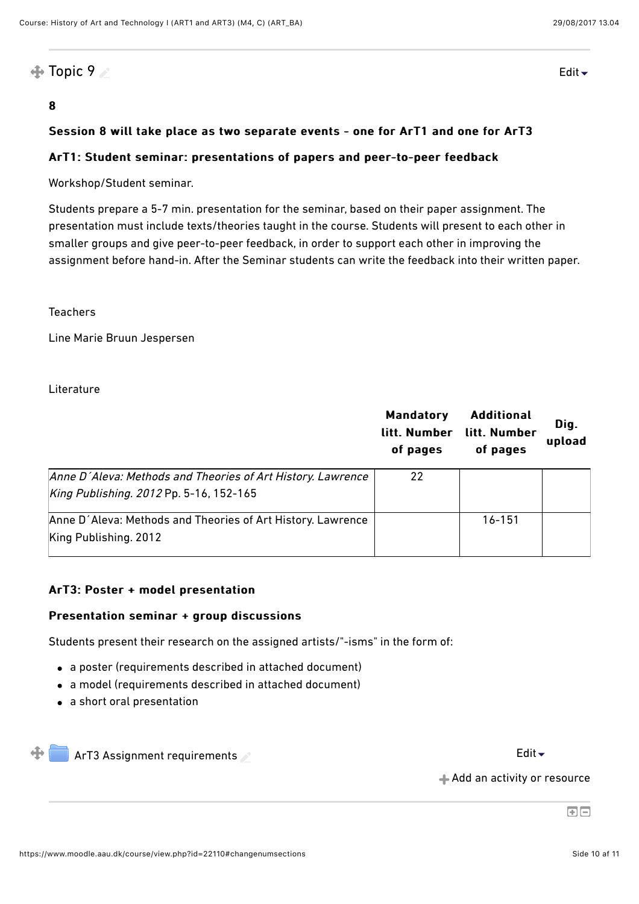## Topic 9

**8**

**Session 8 will take place as two separate events - one for ArT1 and one for ArT3**

**ArT1: Student seminar: presentations of papers and peer-to-peer feedback**

Workshop/Student seminar.

Students prepare a 5-7 min. presentation for the seminar, based on their paper assignment. The presentation must include texts/theories taught in the course. Students will present to each other in smaller groups and give peer-to-peer feedback, in order to support each other in improving the assignment before hand-in. After the Seminar students can write the feedback into their written paper.

Teachers

Line Marie Bruun Jespersen

Literature

| | Mandatory litt. Number of pages | Additional litt. Number of pages | Dig. upload |
|---|---|---|---|
| *Anne D´Aleva: Methods and Theories of Art History. Lawrence King Publishing. 2012* Pp. 5-16, 152-165 | 22 | | |
| Anne D´Aleva: Methods and Theories of Art History. Lawrence King Publishing. 2012 | | 16-151 | |

**ArT3: Poster + model presentation**

**Presentation seminar + group discussions**

Students present their research on the assigned artists/"-isms" in the form of:

- a poster (requirements described in attached document)
- a model (requirements described in attached document)
- a short oral presentation

ArT3 Assignment requirements

Add an activity or resource